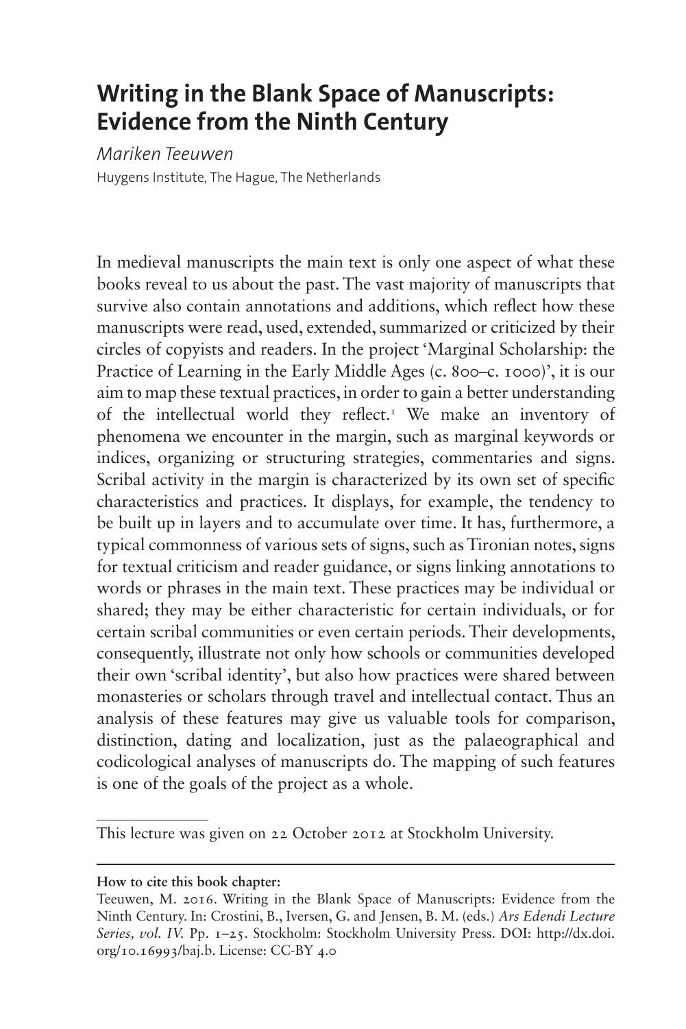# Writing in the Blank Space of Manuscripts: Evidence from the Ninth Century

*Mariken Teeuwen*

Huygens Institute, The Hague, The Netherlands

In medieval manuscripts the main text is only one aspect of what these books reveal to us about the past. The vast majority of manuscripts that survive also contain annotations and additions, which reflect how these manuscripts were read, used, extended, summarized or criticized by their circles of copyists and readers. In the project 'Marginal Scholarship: the Practice of Learning in the Early Middle Ages (c. 800–c. 1000)', it is our aim to map these textual practices, in order to gain a better understanding of the intellectual world they reflect.[1] We make an inventory of phenomena we encounter in the margin, such as marginal keywords or indices, organizing or structuring strategies, commentaries and signs. Scribal activity in the margin is characterized by its own set of specific characteristics and practices. It displays, for example, the tendency to be built up in layers and to accumulate over time. It has, furthermore, a typical commonness of various sets of signs, such as Tironian notes, signs for textual criticism and reader guidance, or signs linking annotations to words or phrases in the main text. These practices may be individual or shared; they may be either characteristic for certain individuals, or for certain scribal communities or even certain periods. Their developments, consequently, illustrate not only how schools or communities developed their own 'scribal identity', but also how practices were shared between monasteries or scholars through travel and intellectual contact. Thus an analysis of these features may give us valuable tools for comparison, distinction, dating and localization, just as the palaeographical and codicological analyses of manuscripts do. The mapping of such features is one of the goals of the project as a whole.

This lecture was given on 22 October 2012 at Stockholm University.

**How to cite this book chapter:**

Teeuwen, M. 2016. Writing in the Blank Space of Manuscripts: Evidence from the Ninth Century. In: Crostini, B., Iversen, G. and Jensen, B. M. (eds.) *Ars Edendi Lecture Series, vol. IV.* Pp. 1–25. Stockholm: Stockholm University Press. DOI: http://dx.doi.org/10.16993/baj.b. License: CC-BY 4.0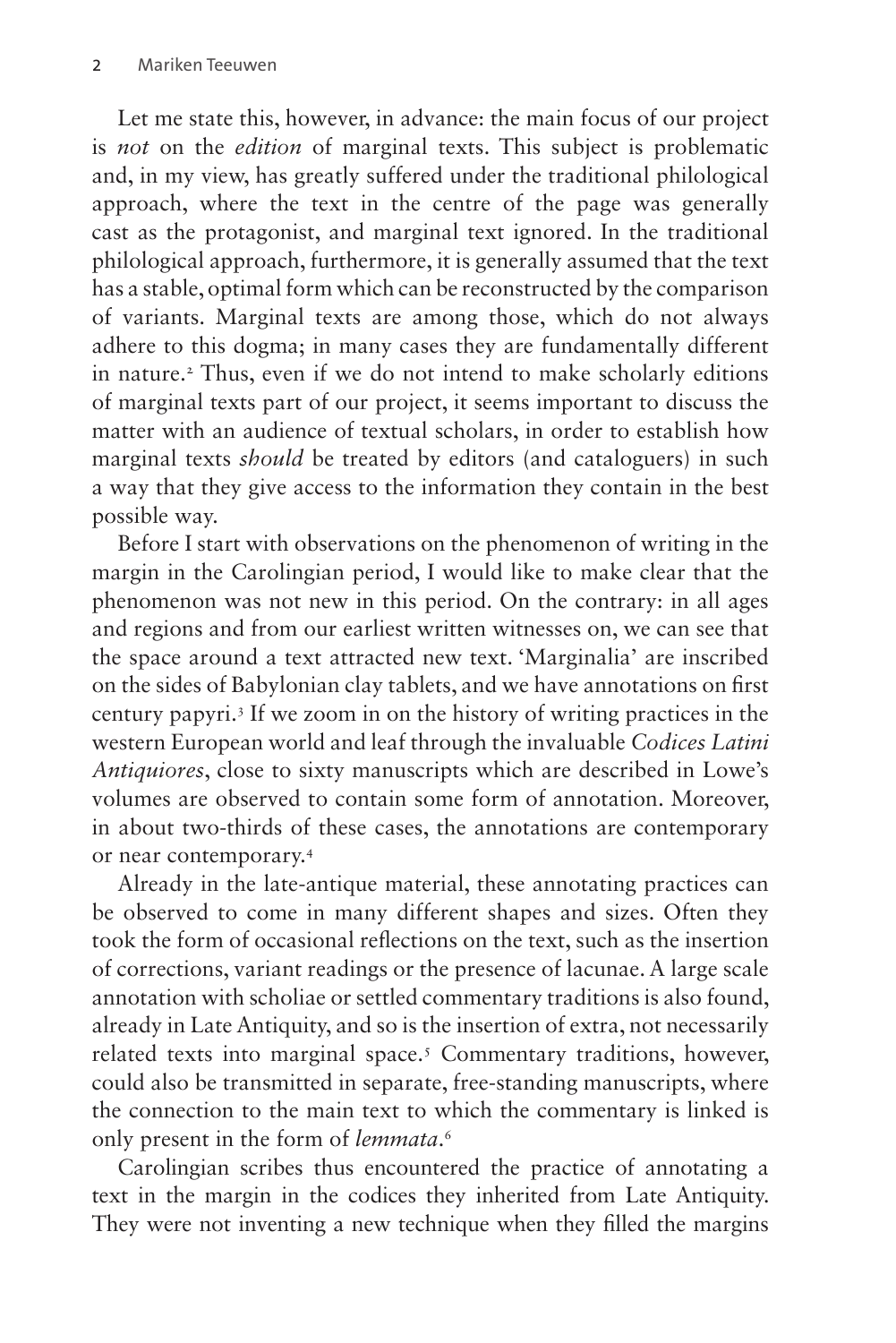Let me state this, however, in advance: the main focus of our project is *not* on the *edition* of marginal texts. This subject is problematic and, in my view, has greatly suffered under the traditional philological approach, where the text in the centre of the page was generally cast as the protagonist, and marginal text ignored. In the traditional philological approach, furthermore, it is generally assumed that the text has a stable, optimal form which can be reconstructed by the comparison of variants. Marginal texts are among those, which do not always adhere to this dogma; in many cases they are fundamentally different in nature.[2] Thus, even if we do not intend to make scholarly editions of marginal texts part of our project, it seems important to discuss the matter with an audience of textual scholars, in order to establish how marginal texts *should* be treated by editors (and cataloguers) in such a way that they give access to the information they contain in the best possible way.

Before I start with observations on the phenomenon of writing in the margin in the Carolingian period, I would like to make clear that the phenomenon was not new in this period. On the contrary: in all ages and regions and from our earliest written witnesses on, we can see that the space around a text attracted new text. 'Marginalia' are inscribed on the sides of Babylonian clay tablets, and we have annotations on first century papyri.[3] If we zoom in on the history of writing practices in the western European world and leaf through the invaluable *Codices Latini Antiquiores*, close to sixty manuscripts which are described in Lowe's volumes are observed to contain some form of annotation. Moreover, in about two-thirds of these cases, the annotations are contemporary or near contemporary.[4]

Already in the late-antique material, these annotating practices can be observed to come in many different shapes and sizes. Often they took the form of occasional reflections on the text, such as the insertion of corrections, variant readings or the presence of lacunae. A large scale annotation with scholiae or settled commentary traditions is also found, already in Late Antiquity, and so is the insertion of extra, not necessarily related texts into marginal space.[5] Commentary traditions, however, could also be transmitted in separate, free-standing manuscripts, where the connection to the main text to which the commentary is linked is only present in the form of *lemmata*.[6]

Carolingian scribes thus encountered the practice of annotating a text in the margin in the codices they inherited from Late Antiquity. They were not inventing a new technique when they filled the margins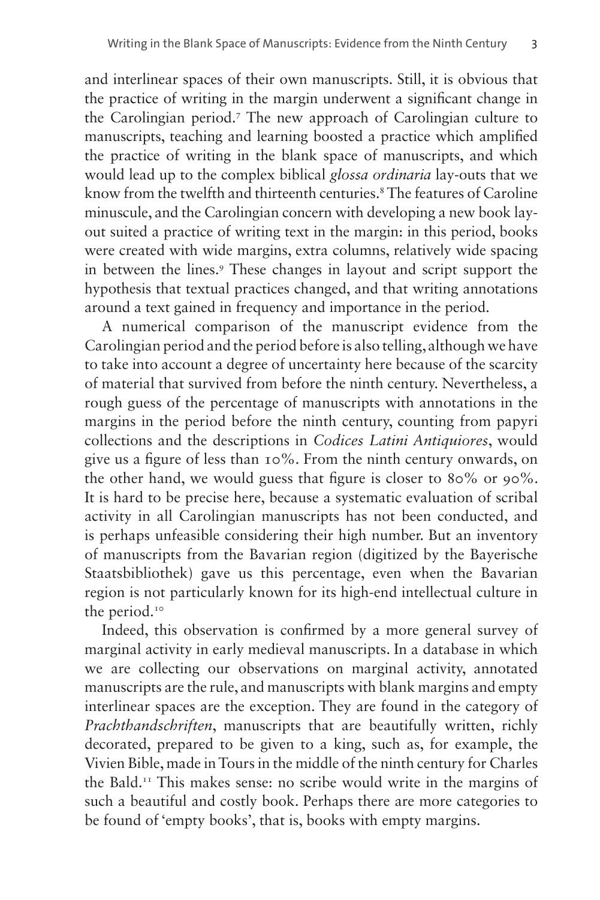and interlinear spaces of their own manuscripts. Still, it is obvious that the practice of writing in the margin underwent a significant change in the Carolingian period.[7] The new approach of Carolingian culture to manuscripts, teaching and learning boosted a practice which amplified the practice of writing in the blank space of manuscripts, and which would lead up to the complex biblical *glossa ordinaria* lay-outs that we know from the twelfth and thirteenth centuries.[8] The features of Caroline minuscule, and the Carolingian concern with developing a new book lay-out suited a practice of writing text in the margin: in this period, books were created with wide margins, extra columns, relatively wide spacing in between the lines.[9] These changes in layout and script support the hypothesis that textual practices changed, and that writing annotations around a text gained in frequency and importance in the period.

A numerical comparison of the manuscript evidence from the Carolingian period and the period before is also telling, although we have to take into account a degree of uncertainty here because of the scarcity of material that survived from before the ninth century. Nevertheless, a rough guess of the percentage of manuscripts with annotations in the margins in the period before the ninth century, counting from papyri collections and the descriptions in *Codices Latini Antiquiores*, would give us a figure of less than 10%. From the ninth century onwards, on the other hand, we would guess that figure is closer to 80% or 90%. It is hard to be precise here, because a systematic evaluation of scribal activity in all Carolingian manuscripts has not been conducted, and is perhaps unfeasible considering their high number. But an inventory of manuscripts from the Bavarian region (digitized by the Bayerische Staatsbibliothek) gave us this percentage, even when the Bavarian region is not particularly known for its high-end intellectual culture in the period.[10]

Indeed, this observation is confirmed by a more general survey of marginal activity in early medieval manuscripts. In a database in which we are collecting our observations on marginal activity, annotated manuscripts are the rule, and manuscripts with blank margins and empty interlinear spaces are the exception. They are found in the category of *Prachthandschriften*, manuscripts that are beautifully written, richly decorated, prepared to be given to a king, such as, for example, the Vivien Bible, made in Tours in the middle of the ninth century for Charles the Bald.[11] This makes sense: no scribe would write in the margins of such a beautiful and costly book. Perhaps there are more categories to be found of 'empty books', that is, books with empty margins.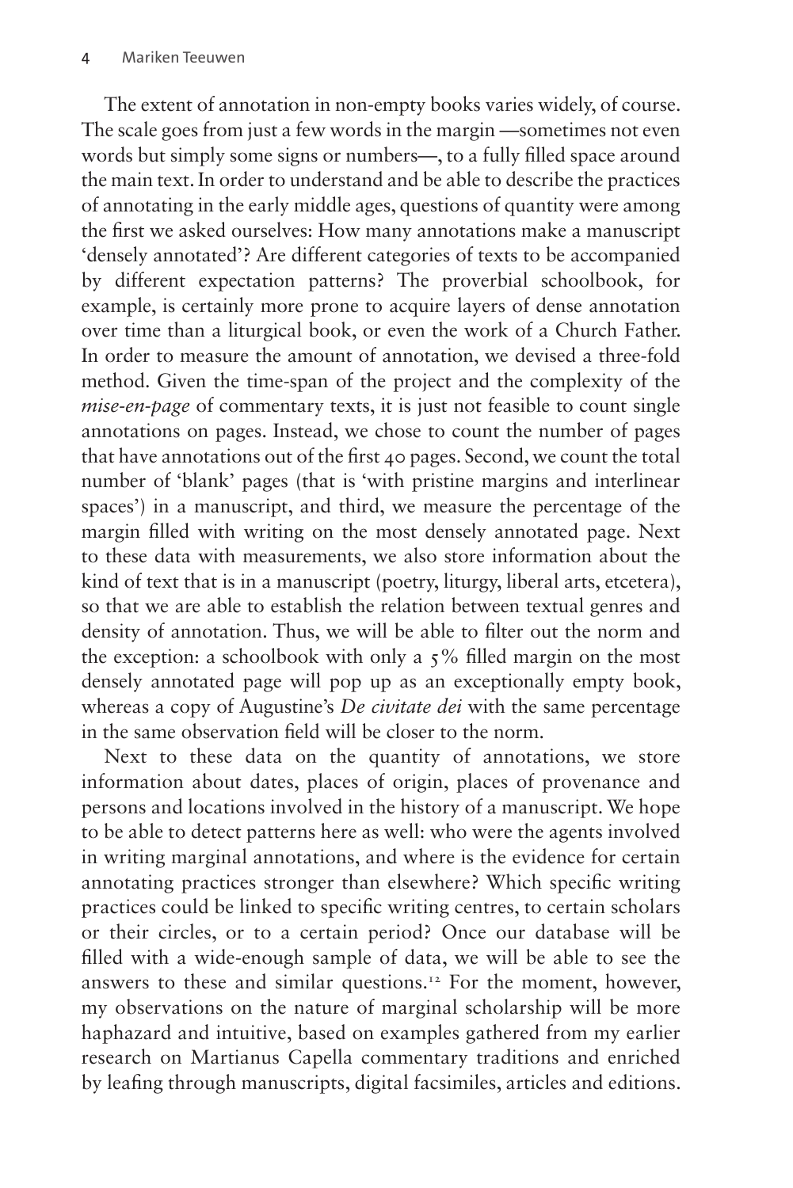The extent of annotation in non-empty books varies widely, of course. The scale goes from just a few words in the margin —sometimes not even words but simply some signs or numbers—, to a fully filled space around the main text. In order to understand and be able to describe the practices of annotating in the early middle ages, questions of quantity were among the first we asked ourselves: How many annotations make a manuscript 'densely annotated'? Are different categories of texts to be accompanied by different expectation patterns? The proverbial schoolbook, for example, is certainly more prone to acquire layers of dense annotation over time than a liturgical book, or even the work of a Church Father. In order to measure the amount of annotation, we devised a three-fold method. Given the time-span of the project and the complexity of the *mise-en-page* of commentary texts, it is just not feasible to count single annotations on pages. Instead, we chose to count the number of pages that have annotations out of the first 40 pages. Second, we count the total number of 'blank' pages (that is 'with pristine margins and interlinear spaces') in a manuscript, and third, we measure the percentage of the margin filled with writing on the most densely annotated page. Next to these data with measurements, we also store information about the kind of text that is in a manuscript (poetry, liturgy, liberal arts, etcetera), so that we are able to establish the relation between textual genres and density of annotation. Thus, we will be able to filter out the norm and the exception: a schoolbook with only a 5% filled margin on the most densely annotated page will pop up as an exceptionally empty book, whereas a copy of Augustine's *De civitate dei* with the same percentage in the same observation field will be closer to the norm.

Next to these data on the quantity of annotations, we store information about dates, places of origin, places of provenance and persons and locations involved in the history of a manuscript. We hope to be able to detect patterns here as well: who were the agents involved in writing marginal annotations, and where is the evidence for certain annotating practices stronger than elsewhere? Which specific writing practices could be linked to specific writing centres, to certain scholars or their circles, or to a certain period? Once our database will be filled with a wide-enough sample of data, we will be able to see the answers to these and similar questions.[12] For the moment, however, my observations on the nature of marginal scholarship will be more haphazard and intuitive, based on examples gathered from my earlier research on Martianus Capella commentary traditions and enriched by leafing through manuscripts, digital facsimiles, articles and editions.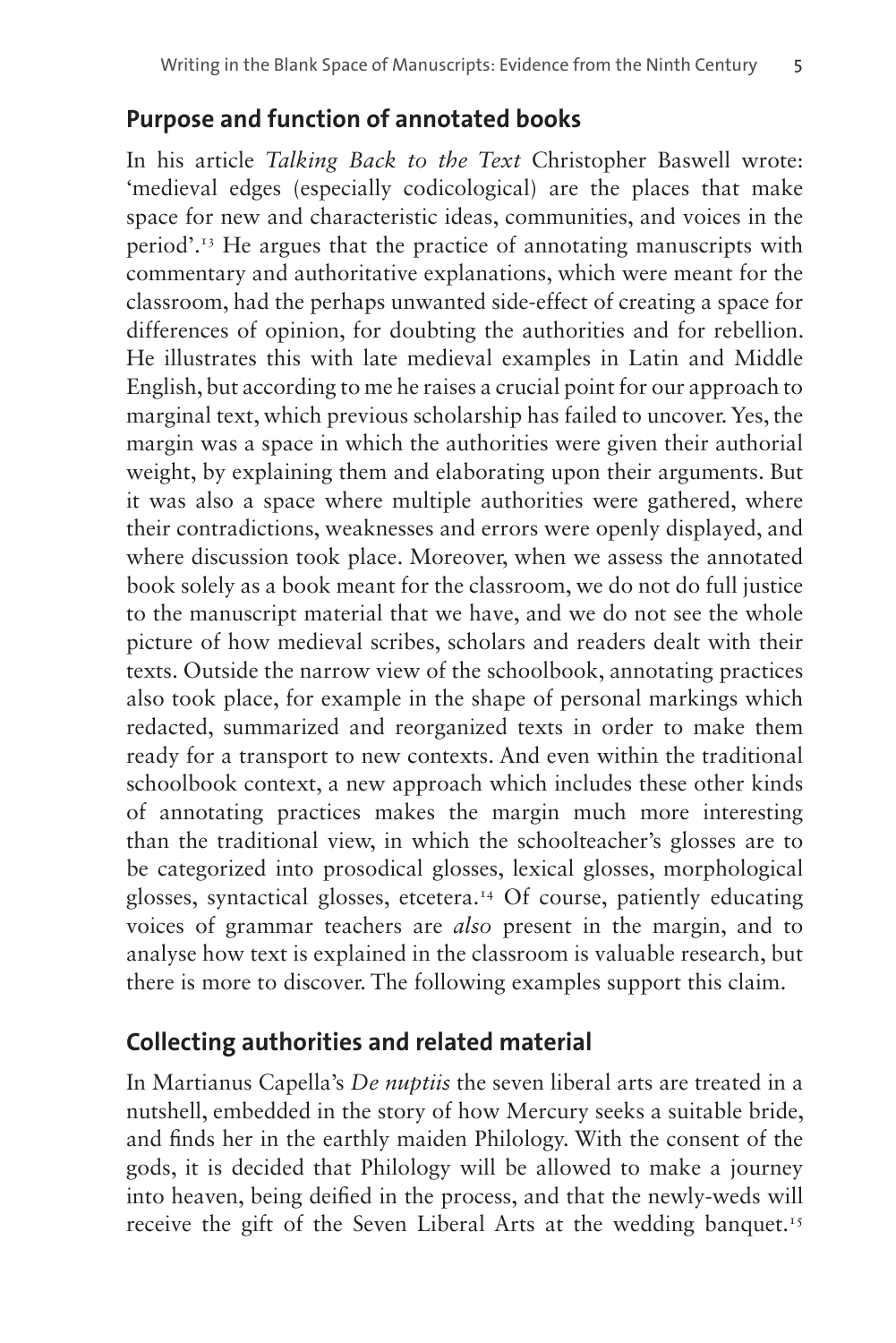## Purpose and function of annotated books

In his article *Talking Back to the Text* Christopher Baswell wrote: 'medieval edges (especially codicological) are the places that make space for new and characteristic ideas, communities, and voices in the period'.[13] He argues that the practice of annotating manuscripts with commentary and authoritative explanations, which were meant for the classroom, had the perhaps unwanted side-effect of creating a space for differences of opinion, for doubting the authorities and for rebellion. He illustrates this with late medieval examples in Latin and Middle English, but according to me he raises a crucial point for our approach to marginal text, which previous scholarship has failed to uncover. Yes, the margin was a space in which the authorities were given their authorial weight, by explaining them and elaborating upon their arguments. But it was also a space where multiple authorities were gathered, where their contradictions, weaknesses and errors were openly displayed, and where discussion took place. Moreover, when we assess the annotated book solely as a book meant for the classroom, we do not do full justice to the manuscript material that we have, and we do not see the whole picture of how medieval scribes, scholars and readers dealt with their texts. Outside the narrow view of the schoolbook, annotating practices also took place, for example in the shape of personal markings which redacted, summarized and reorganized texts in order to make them ready for a transport to new contexts. And even within the traditional schoolbook context, a new approach which includes these other kinds of annotating practices makes the margin much more interesting than the traditional view, in which the schoolteacher's glosses are to be categorized into prosodical glosses, lexical glosses, morphological glosses, syntactical glosses, etcetera.[14] Of course, patiently educating voices of grammar teachers are *also* present in the margin, and to analyse how text is explained in the classroom is valuable research, but there is more to discover. The following examples support this claim.

## Collecting authorities and related material

In Martianus Capella's *De nuptiis* the seven liberal arts are treated in a nutshell, embedded in the story of how Mercury seeks a suitable bride, and finds her in the earthly maiden Philology. With the consent of the gods, it is decided that Philology will be allowed to make a journey into heaven, being deified in the process, and that the newly-weds will receive the gift of the Seven Liberal Arts at the wedding banquet.[15]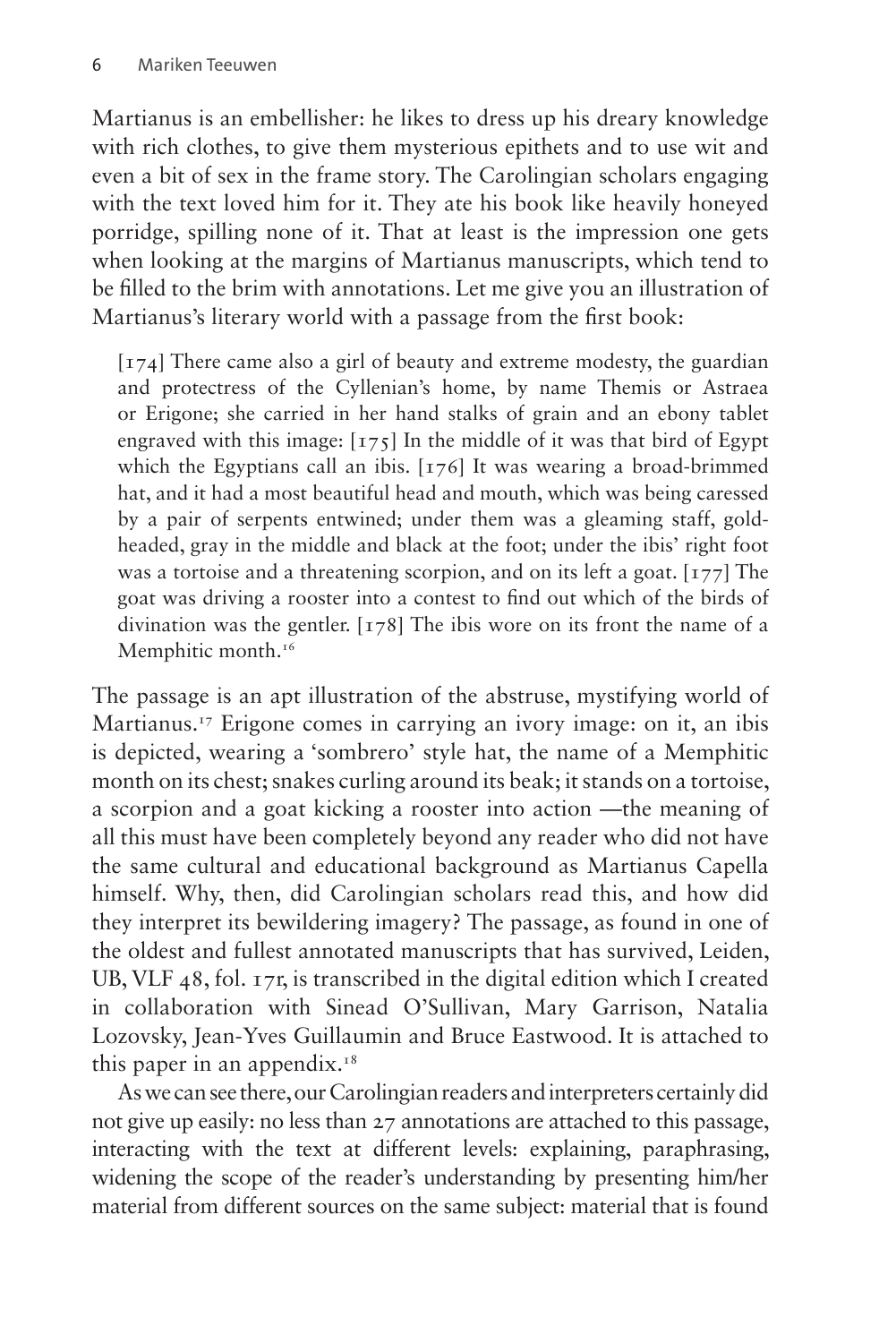Martianus is an embellisher: he likes to dress up his dreary knowledge with rich clothes, to give them mysterious epithets and to use wit and even a bit of sex in the frame story. The Carolingian scholars engaging with the text loved him for it. They ate his book like heavily honeyed porridge, spilling none of it. That at least is the impression one gets when looking at the margins of Martianus manuscripts, which tend to be filled to the brim with annotations. Let me give you an illustration of Martianus's literary world with a passage from the first book:

> [174] There came also a girl of beauty and extreme modesty, the guardian and protectress of the Cyllenian's home, by name Themis or Astraea or Erigone; she carried in her hand stalks of grain and an ebony tablet engraved with this image: [175] In the middle of it was that bird of Egypt which the Egyptians call an ibis. [176] It was wearing a broad-brimmed hat, and it had a most beautiful head and mouth, which was being caressed by a pair of serpents entwined; under them was a gleaming staff, gold-headed, gray in the middle and black at the foot; under the ibis' right foot was a tortoise and a threatening scorpion, and on its left a goat. [177] The goat was driving a rooster into a contest to find out which of the birds of divination was the gentler. [178] The ibis wore on its front the name of a Memphitic month.[16]

The passage is an apt illustration of the abstruse, mystifying world of Martianus.[17] Erigone comes in carrying an ivory image: on it, an ibis is depicted, wearing a 'sombrero' style hat, the name of a Memphitic month on its chest; snakes curling around its beak; it stands on a tortoise, a scorpion and a goat kicking a rooster into action —the meaning of all this must have been completely beyond any reader who did not have the same cultural and educational background as Martianus Capella himself. Why, then, did Carolingian scholars read this, and how did they interpret its bewildering imagery? The passage, as found in one of the oldest and fullest annotated manuscripts that has survived, Leiden, UB, VLF 48, fol. 17r, is transcribed in the digital edition which I created in collaboration with Sinead O'Sullivan, Mary Garrison, Natalia Lozovsky, Jean-Yves Guillaumin and Bruce Eastwood. It is attached to this paper in an appendix.[18]

As we can see there, our Carolingian readers and interpreters certainly did not give up easily: no less than 27 annotations are attached to this passage, interacting with the text at different levels: explaining, paraphrasing, widening the scope of the reader's understanding by presenting him/her material from different sources on the same subject: material that is found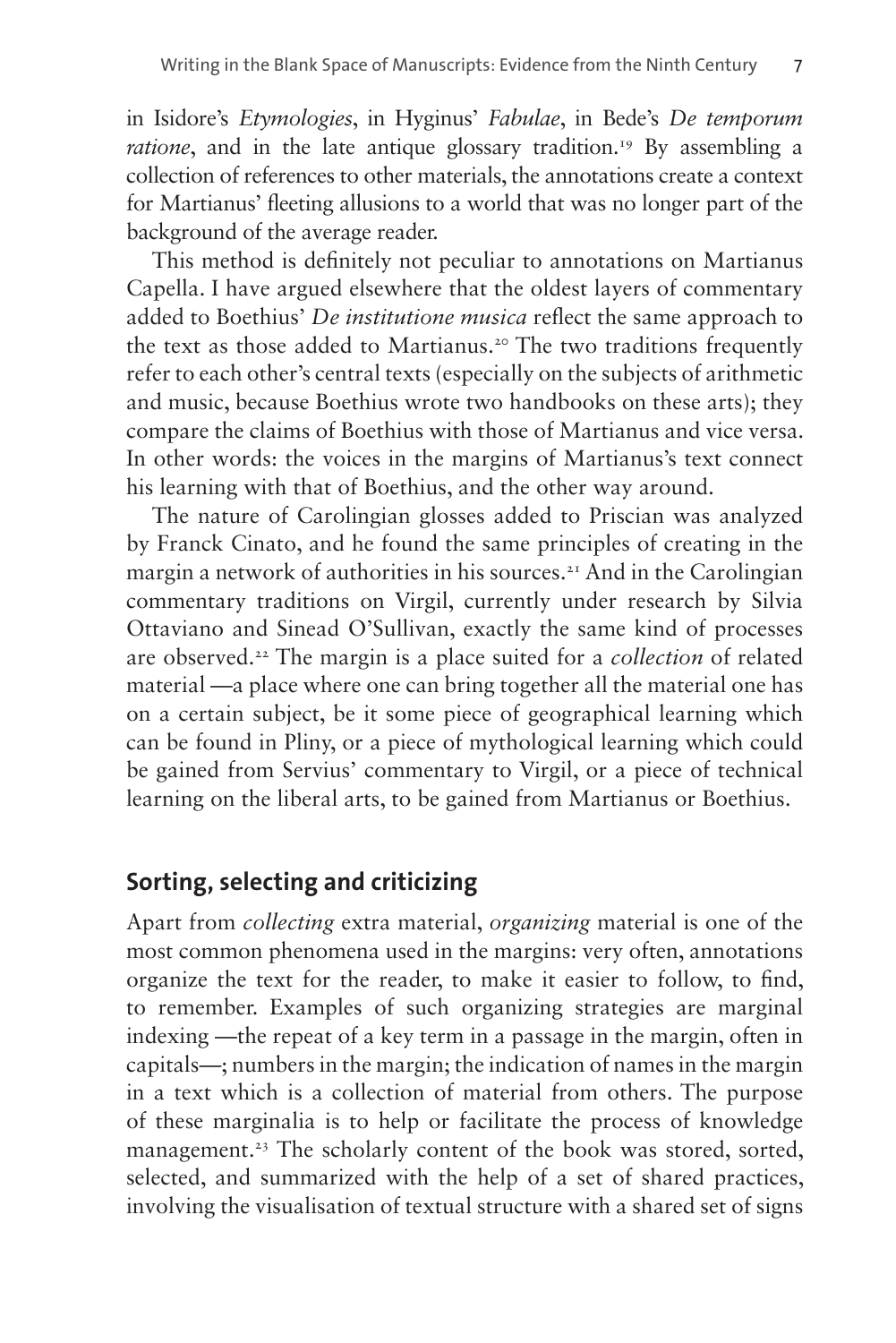in Isidore's *Etymologies*, in Hyginus' *Fabulae*, in Bede's *De temporum ratione*, and in the late antique glossary tradition.[19] By assembling a collection of references to other materials, the annotations create a context for Martianus' fleeting allusions to a world that was no longer part of the background of the average reader.

This method is definitely not peculiar to annotations on Martianus Capella. I have argued elsewhere that the oldest layers of commentary added to Boethius' *De institutione musica* reflect the same approach to the text as those added to Martianus.[20] The two traditions frequently refer to each other's central texts (especially on the subjects of arithmetic and music, because Boethius wrote two handbooks on these arts); they compare the claims of Boethius with those of Martianus and vice versa. In other words: the voices in the margins of Martianus's text connect his learning with that of Boethius, and the other way around.

The nature of Carolingian glosses added to Priscian was analyzed by Franck Cinato, and he found the same principles of creating in the margin a network of authorities in his sources.[21] And in the Carolingian commentary traditions on Virgil, currently under research by Silvia Ottaviano and Sinead O'Sullivan, exactly the same kind of processes are observed.[22] The margin is a place suited for a *collection* of related material —a place where one can bring together all the material one has on a certain subject, be it some piece of geographical learning which can be found in Pliny, or a piece of mythological learning which could be gained from Servius' commentary to Virgil, or a piece of technical learning on the liberal arts, to be gained from Martianus or Boethius.

## Sorting, selecting and criticizing

Apart from *collecting* extra material, *organizing* material is one of the most common phenomena used in the margins: very often, annotations organize the text for the reader, to make it easier to follow, to find, to remember. Examples of such organizing strategies are marginal indexing —the repeat of a key term in a passage in the margin, often in capitals—; numbers in the margin; the indication of names in the margin in a text which is a collection of material from others. The purpose of these marginalia is to help or facilitate the process of knowledge management.[23] The scholarly content of the book was stored, sorted, selected, and summarized with the help of a set of shared practices, involving the visualisation of textual structure with a shared set of signs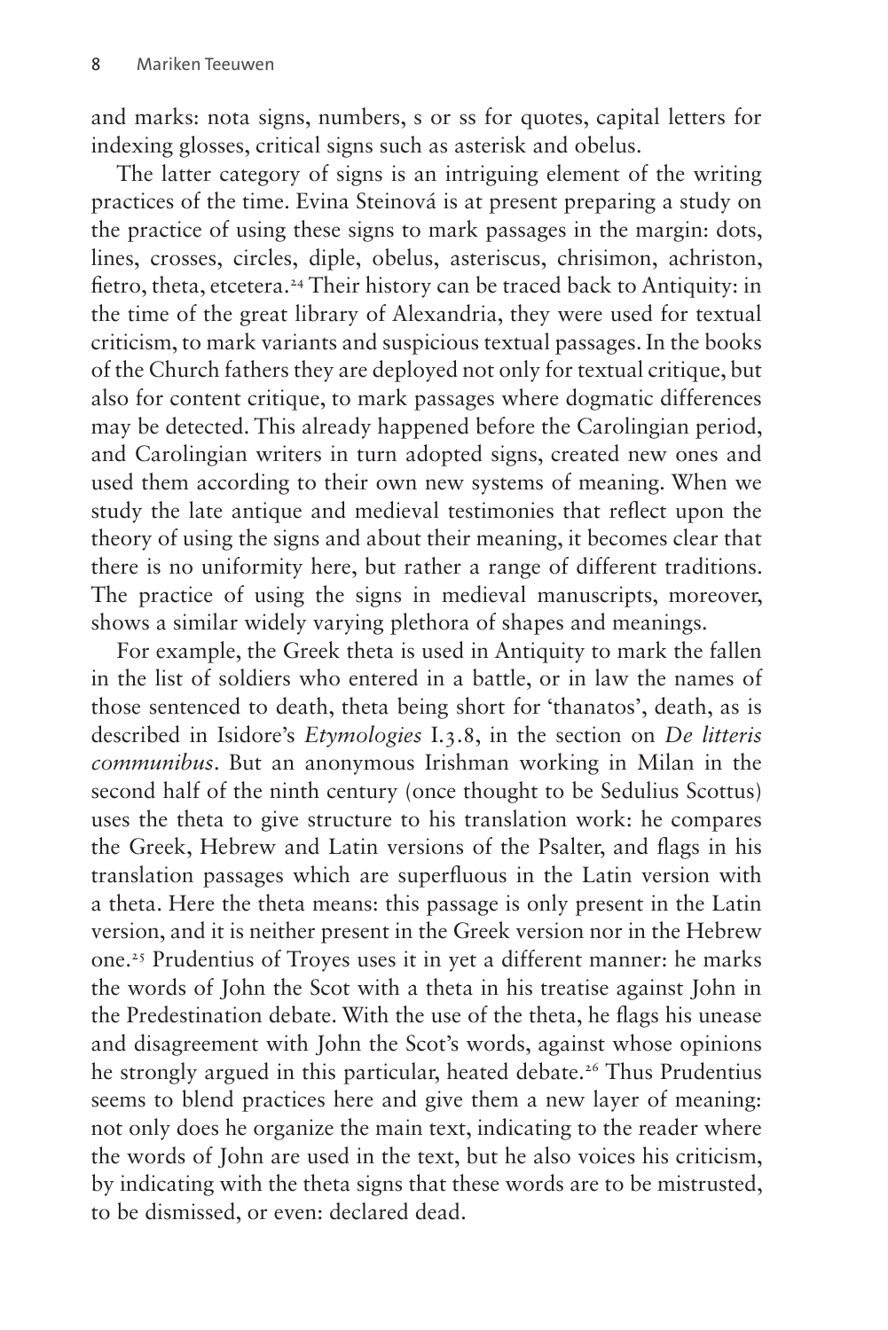and marks: nota signs, numbers, s or ss for quotes, capital letters for indexing glosses, critical signs such as asterisk and obelus.

The latter category of signs is an intriguing element of the writing practices of the time. Evina Steinová is at present preparing a study on the practice of using these signs to mark passages in the margin: dots, lines, crosses, circles, diple, obelus, asteriscus, chrisimon, achriston, fietro, theta, etcetera.[24] Their history can be traced back to Antiquity: in the time of the great library of Alexandria, they were used for textual criticism, to mark variants and suspicious textual passages. In the books of the Church fathers they are deployed not only for textual critique, but also for content critique, to mark passages where dogmatic differences may be detected. This already happened before the Carolingian period, and Carolingian writers in turn adopted signs, created new ones and used them according to their own new systems of meaning. When we study the late antique and medieval testimonies that reflect upon the theory of using the signs and about their meaning, it becomes clear that there is no uniformity here, but rather a range of different traditions. The practice of using the signs in medieval manuscripts, moreover, shows a similar widely varying plethora of shapes and meanings.

For example, the Greek theta is used in Antiquity to mark the fallen in the list of soldiers who entered in a battle, or in law the names of those sentenced to death, theta being short for 'thanatos', death, as is described in Isidore's *Etymologies* I.3.8, in the section on *De litteris communibus*. But an anonymous Irishman working in Milan in the second half of the ninth century (once thought to be Sedulius Scottus) uses the theta to give structure to his translation work: he compares the Greek, Hebrew and Latin versions of the Psalter, and flags in his translation passages which are superfluous in the Latin version with a theta. Here the theta means: this passage is only present in the Latin version, and it is neither present in the Greek version nor in the Hebrew one.[25] Prudentius of Troyes uses it in yet a different manner: he marks the words of John the Scot with a theta in his treatise against John in the Predestination debate. With the use of the theta, he flags his unease and disagreement with John the Scot's words, against whose opinions he strongly argued in this particular, heated debate.[26] Thus Prudentius seems to blend practices here and give them a new layer of meaning: not only does he organize the main text, indicating to the reader where the words of John are used in the text, but he also voices his criticism, by indicating with the theta signs that these words are to be mistrusted, to be dismissed, or even: declared dead.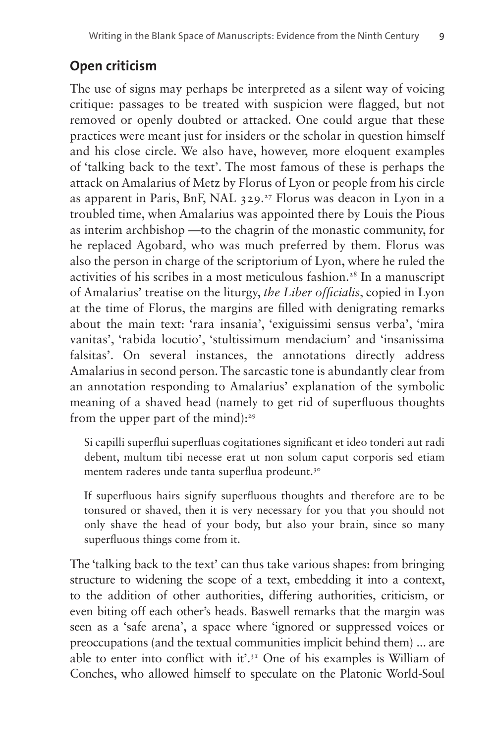## Open criticism

The use of signs may perhaps be interpreted as a silent way of voicing critique: passages to be treated with suspicion were flagged, but not removed or openly doubted or attacked. One could argue that these practices were meant just for insiders or the scholar in question himself and his close circle. We also have, however, more eloquent examples of 'talking back to the text'. The most famous of these is perhaps the attack on Amalarius of Metz by Florus of Lyon or people from his circle as apparent in Paris, BnF, NAL 329.[27] Florus was deacon in Lyon in a troubled time, when Amalarius was appointed there by Louis the Pious as interim archbishop —to the chagrin of the monastic community, for he replaced Agobard, who was much preferred by them. Florus was also the person in charge of the scriptorium of Lyon, where he ruled the activities of his scribes in a most meticulous fashion.[28] In a manuscript of Amalarius' treatise on the liturgy, *the Liber officialis*, copied in Lyon at the time of Florus, the margins are filled with denigrating remarks about the main text: 'rara insania', 'exiguissimi sensus verba', 'mira vanitas', 'rabida locutio', 'stultissimum mendacium' and 'insanissima falsitas'. On several instances, the annotations directly address Amalarius in second person. The sarcastic tone is abundantly clear from an annotation responding to Amalarius' explanation of the symbolic meaning of a shaved head (namely to get rid of superfluous thoughts from the upper part of the mind):[29]

> Si capilli superflui superfluas cogitationes significant et ideo tonderi aut radi debent, multum tibi necesse erat ut non solum caput corporis sed etiam mentem raderes unde tanta superflua prodeunt.[30]

> If superfluous hairs signify superfluous thoughts and therefore are to be tonsured or shaved, then it is very necessary for you that you should not only shave the head of your body, but also your brain, since so many superfluous things come from it.

The 'talking back to the text' can thus take various shapes: from bringing structure to widening the scope of a text, embedding it into a context, to the addition of other authorities, differing authorities, criticism, or even biting off each other's heads. Baswell remarks that the margin was seen as a 'safe arena', a space where 'ignored or suppressed voices or preoccupations (and the textual communities implicit behind them) ... are able to enter into conflict with it'.[31] One of his examples is William of Conches, who allowed himself to speculate on the Platonic World-Soul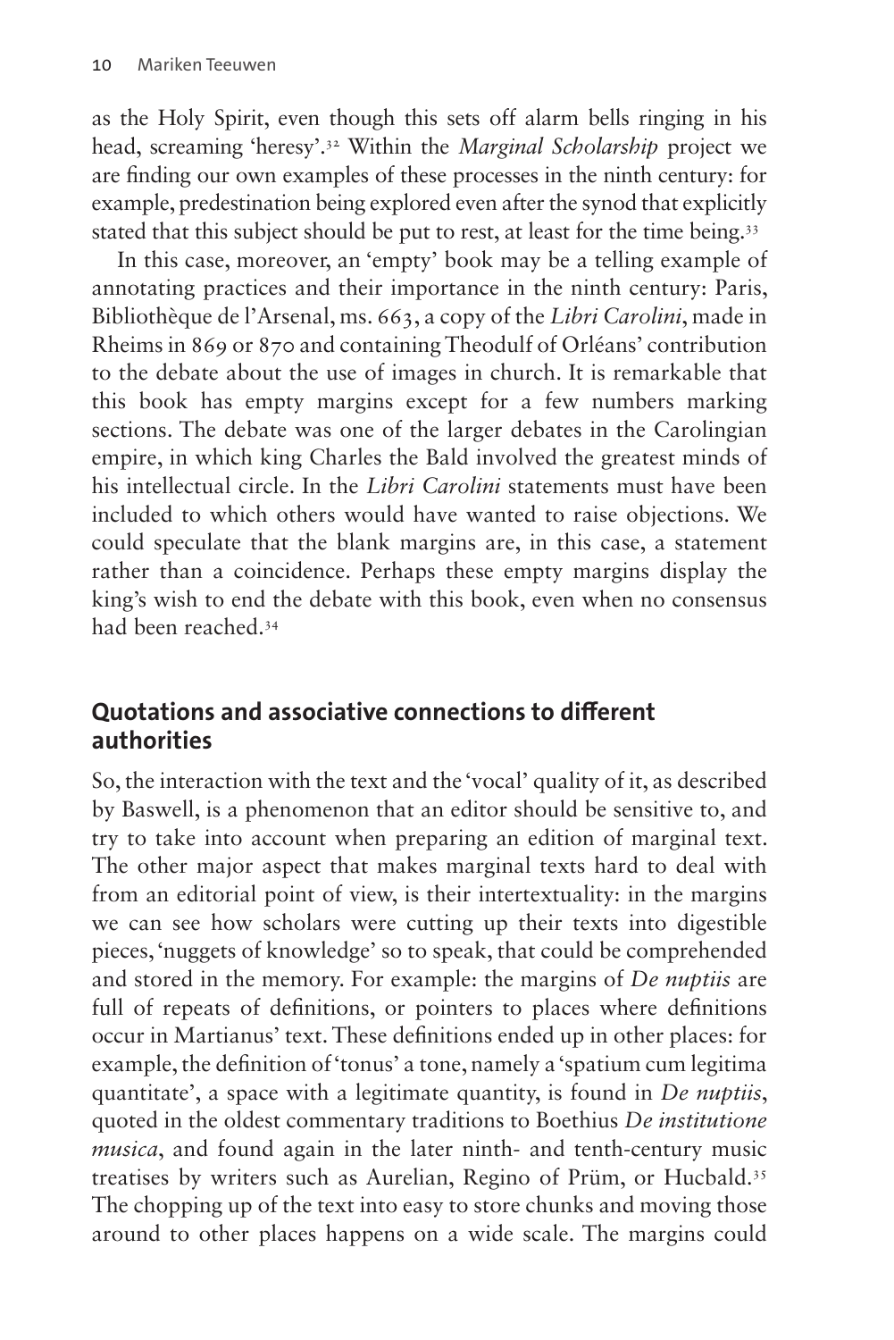as the Holy Spirit, even though this sets off alarm bells ringing in his head, screaming 'heresy'.[32] Within the *Marginal Scholarship* project we are finding our own examples of these processes in the ninth century: for example, predestination being explored even after the synod that explicitly stated that this subject should be put to rest, at least for the time being.[33]

In this case, moreover, an 'empty' book may be a telling example of annotating practices and their importance in the ninth century: Paris, Bibliothèque de l'Arsenal, ms. 663, a copy of the *Libri Carolini*, made in Rheims in 869 or 870 and containing Theodulf of Orléans' contribution to the debate about the use of images in church. It is remarkable that this book has empty margins except for a few numbers marking sections. The debate was one of the larger debates in the Carolingian empire, in which king Charles the Bald involved the greatest minds of his intellectual circle. In the *Libri Carolini* statements must have been included to which others would have wanted to raise objections. We could speculate that the blank margins are, in this case, a statement rather than a coincidence. Perhaps these empty margins display the king's wish to end the debate with this book, even when no consensus had been reached.[34]

## Quotations and associative connections to different authorities

So, the interaction with the text and the 'vocal' quality of it, as described by Baswell, is a phenomenon that an editor should be sensitive to, and try to take into account when preparing an edition of marginal text. The other major aspect that makes marginal texts hard to deal with from an editorial point of view, is their intertextuality: in the margins we can see how scholars were cutting up their texts into digestible pieces, 'nuggets of knowledge' so to speak, that could be comprehended and stored in the memory. For example: the margins of *De nuptiis* are full of repeats of definitions, or pointers to places where definitions occur in Martianus' text. These definitions ended up in other places: for example, the definition of 'tonus' a tone, namely a 'spatium cum legitima quantitate', a space with a legitimate quantity, is found in *De nuptiis*, quoted in the oldest commentary traditions to Boethius *De institutione musica*, and found again in the later ninth- and tenth-century music treatises by writers such as Aurelian, Regino of Prüm, or Hucbald.[35] The chopping up of the text into easy to store chunks and moving those around to other places happens on a wide scale. The margins could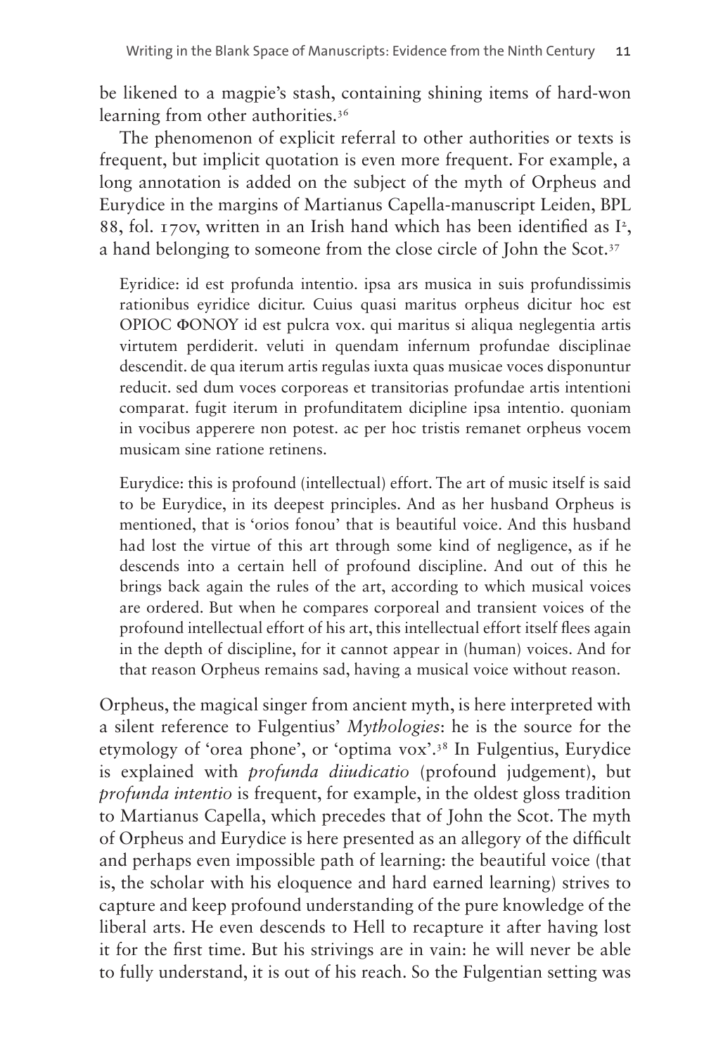be likened to a magpie's stash, containing shining items of hard-won learning from other authorities.[36]

The phenomenon of explicit referral to other authorities or texts is frequent, but implicit quotation is even more frequent. For example, a long annotation is added on the subject of the myth of Orpheus and Eurydice in the margins of Martianus Capella-manuscript Leiden, BPL 88, fol. 170v, written in an Irish hand which has been identified as I², a hand belonging to someone from the close circle of John the Scot.[37]

> Eyridice: id est profunda intentio. ipsa ars musica in suis profundissimis rationibus eyridice dicitur. Cuius quasi maritus orpheus dicitur hoc est ΟΡΙΟC ΦΟΝΟΥ id est pulcra vox. qui maritus si aliqua neglegentia artis virtutem perdiderit. veluti in quendam infernum profundae disciplinae descendit. de qua iterum artis regulas iuxta quas musicae voces disponuntur reducit. sed dum voces corporeas et transitorias profundae artis intentioni comparat. fugit iterum in profunditatem dicipline ipsa intentio. quoniam in vocibus apperere non potest. ac per hoc tristis remanet orpheus vocem musicam sine ratione retinens.

> Eurydice: this is profound (intellectual) effort. The art of music itself is said to be Eurydice, in its deepest principles. And as her husband Orpheus is mentioned, that is 'orios fonou' that is beautiful voice. And this husband had lost the virtue of this art through some kind of negligence, as if he descends into a certain hell of profound discipline. And out of this he brings back again the rules of the art, according to which musical voices are ordered. But when he compares corporeal and transient voices of the profound intellectual effort of his art, this intellectual effort itself flees again in the depth of discipline, for it cannot appear in (human) voices. And for that reason Orpheus remains sad, having a musical voice without reason.

Orpheus, the magical singer from ancient myth, is here interpreted with a silent reference to Fulgentius' *Mythologies*: he is the source for the etymology of 'orea phone', or 'optima vox'.[38] In Fulgentius, Eurydice is explained with *profunda diiudicatio* (profound judgement), but *profunda intentio* is frequent, for example, in the oldest gloss tradition to Martianus Capella, which precedes that of John the Scot. The myth of Orpheus and Eurydice is here presented as an allegory of the difficult and perhaps even impossible path of learning: the beautiful voice (that is, the scholar with his eloquence and hard earned learning) strives to capture and keep profound understanding of the pure knowledge of the liberal arts. He even descends to Hell to recapture it after having lost it for the first time. But his strivings are in vain: he will never be able to fully understand, it is out of his reach. So the Fulgentian setting was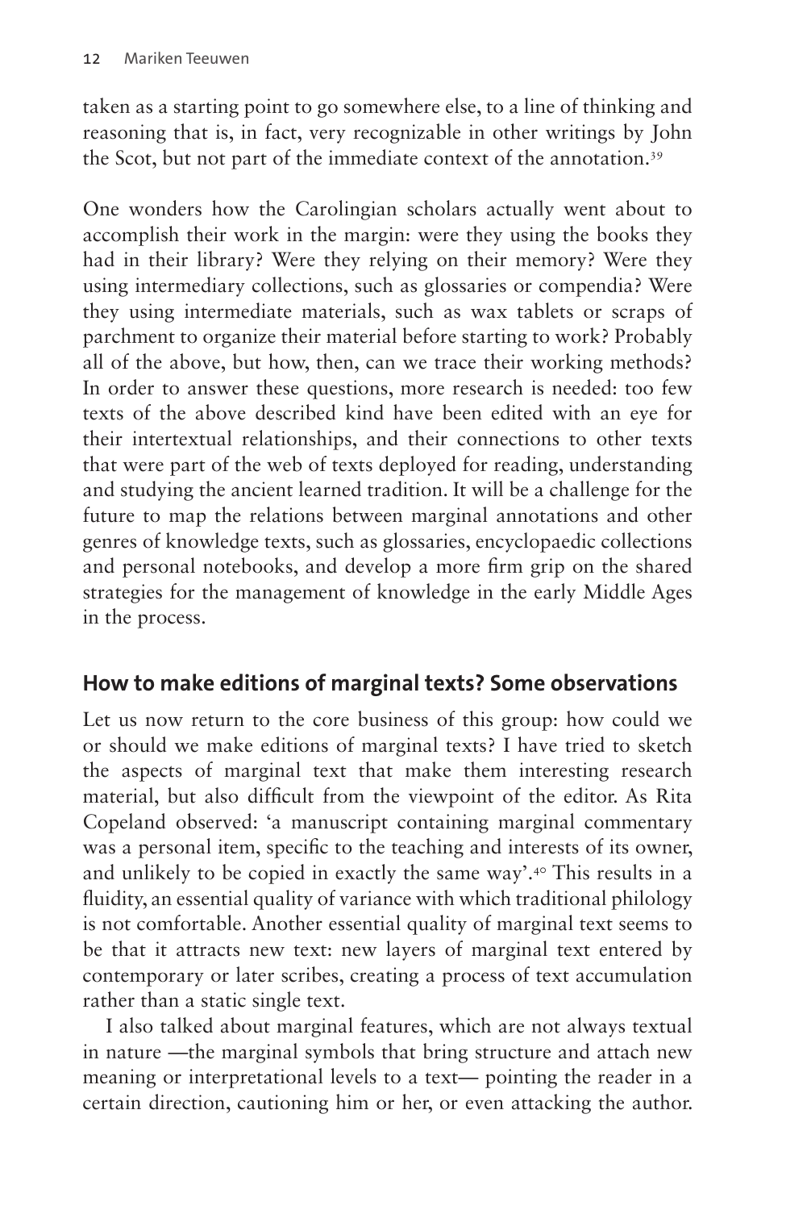taken as a starting point to go somewhere else, to a line of thinking and reasoning that is, in fact, very recognizable in other writings by John the Scot, but not part of the immediate context of the annotation.[39]

One wonders how the Carolingian scholars actually went about to accomplish their work in the margin: were they using the books they had in their library? Were they relying on their memory? Were they using intermediary collections, such as glossaries or compendia? Were they using intermediate materials, such as wax tablets or scraps of parchment to organize their material before starting to work? Probably all of the above, but how, then, can we trace their working methods? In order to answer these questions, more research is needed: too few texts of the above described kind have been edited with an eye for their intertextual relationships, and their connections to other texts that were part of the web of texts deployed for reading, understanding and studying the ancient learned tradition. It will be a challenge for the future to map the relations between marginal annotations and other genres of knowledge texts, such as glossaries, encyclopaedic collections and personal notebooks, and develop a more firm grip on the shared strategies for the management of knowledge in the early Middle Ages in the process.

## How to make editions of marginal texts? Some observations

Let us now return to the core business of this group: how could we or should we make editions of marginal texts? I have tried to sketch the aspects of marginal text that make them interesting research material, but also difficult from the viewpoint of the editor. As Rita Copeland observed: 'a manuscript containing marginal commentary was a personal item, specific to the teaching and interests of its owner, and unlikely to be copied in exactly the same way'.[40] This results in a fluidity, an essential quality of variance with which traditional philology is not comfortable. Another essential quality of marginal text seems to be that it attracts new text: new layers of marginal text entered by contemporary or later scribes, creating a process of text accumulation rather than a static single text.

I also talked about marginal features, which are not always textual in nature —the marginal symbols that bring structure and attach new meaning or interpretational levels to a text— pointing the reader in a certain direction, cautioning him or her, or even attacking the author.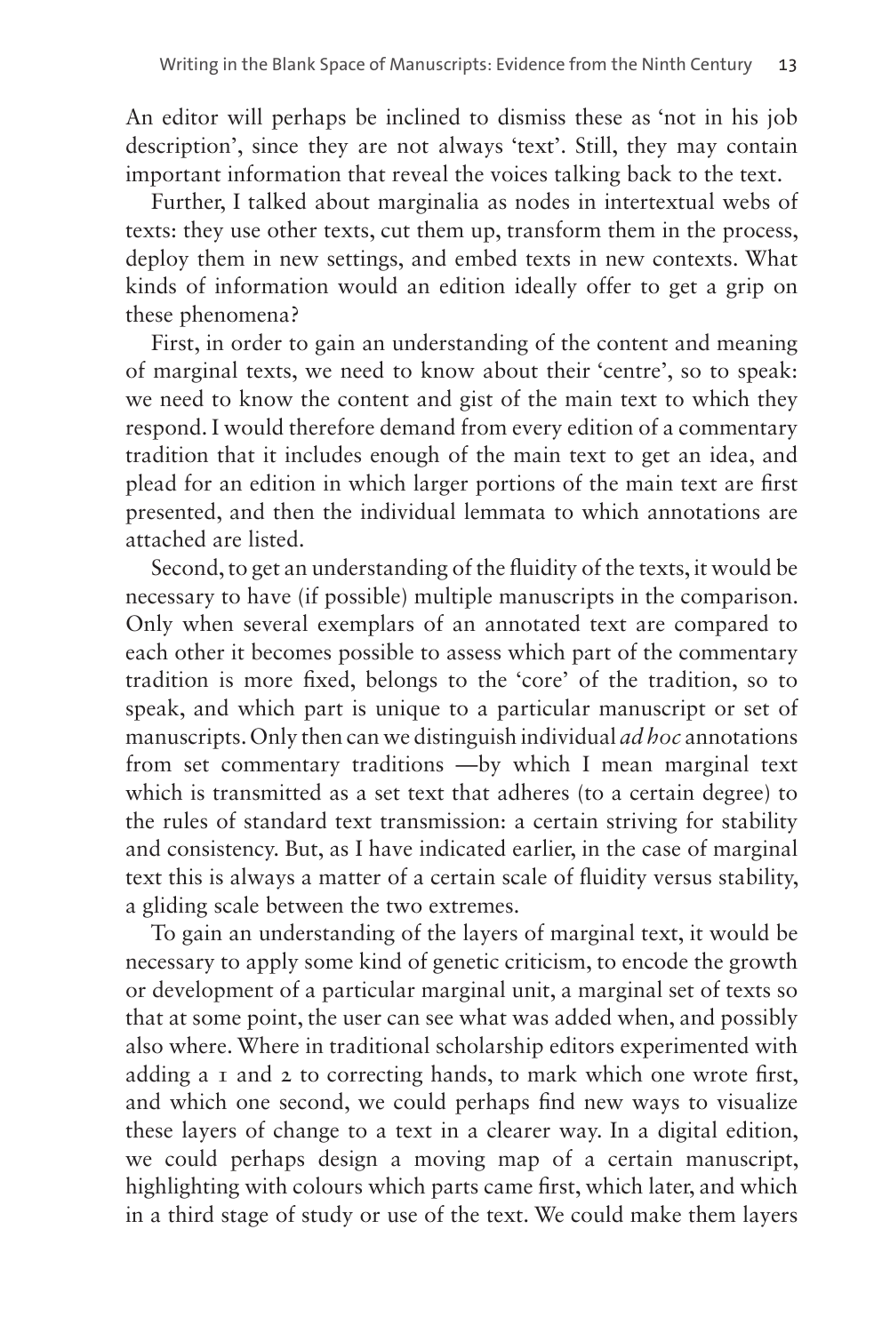An editor will perhaps be inclined to dismiss these as 'not in his job description', since they are not always 'text'. Still, they may contain important information that reveal the voices talking back to the text.

Further, I talked about marginalia as nodes in intertextual webs of texts: they use other texts, cut them up, transform them in the process, deploy them in new settings, and embed texts in new contexts. What kinds of information would an edition ideally offer to get a grip on these phenomena?

First, in order to gain an understanding of the content and meaning of marginal texts, we need to know about their 'centre', so to speak: we need to know the content and gist of the main text to which they respond. I would therefore demand from every edition of a commentary tradition that it includes enough of the main text to get an idea, and plead for an edition in which larger portions of the main text are first presented, and then the individual lemmata to which annotations are attached are listed.

Second, to get an understanding of the fluidity of the texts, it would be necessary to have (if possible) multiple manuscripts in the comparison. Only when several exemplars of an annotated text are compared to each other it becomes possible to assess which part of the commentary tradition is more fixed, belongs to the 'core' of the tradition, so to speak, and which part is unique to a particular manuscript or set of manuscripts. Only then can we distinguish individual *ad hoc* annotations from set commentary traditions —by which I mean marginal text which is transmitted as a set text that adheres (to a certain degree) to the rules of standard text transmission: a certain striving for stability and consistency. But, as I have indicated earlier, in the case of marginal text this is always a matter of a certain scale of fluidity versus stability, a gliding scale between the two extremes.

To gain an understanding of the layers of marginal text, it would be necessary to apply some kind of genetic criticism, to encode the growth or development of a particular marginal unit, a marginal set of texts so that at some point, the user can see what was added when, and possibly also where. Where in traditional scholarship editors experimented with adding a 1 and 2 to correcting hands, to mark which one wrote first, and which one second, we could perhaps find new ways to visualize these layers of change to a text in a clearer way. In a digital edition, we could perhaps design a moving map of a certain manuscript, highlighting with colours which parts came first, which later, and which in a third stage of study or use of the text. We could make them layers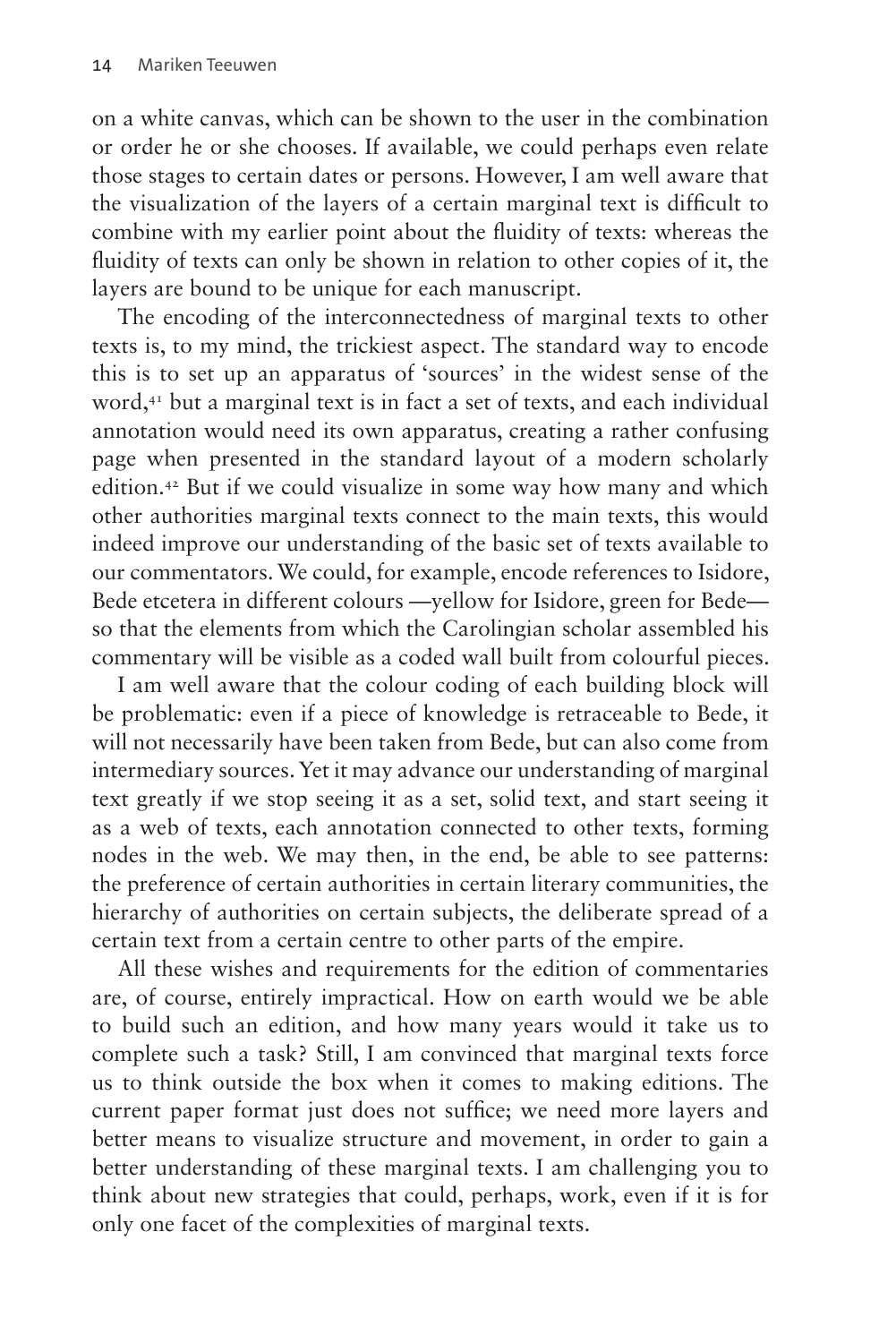on a white canvas, which can be shown to the user in the combination or order he or she chooses. If available, we could perhaps even relate those stages to certain dates or persons. However, I am well aware that the visualization of the layers of a certain marginal text is difficult to combine with my earlier point about the fluidity of texts: whereas the fluidity of texts can only be shown in relation to other copies of it, the layers are bound to be unique for each manuscript.

The encoding of the interconnectedness of marginal texts to other texts is, to my mind, the trickiest aspect. The standard way to encode this is to set up an apparatus of 'sources' in the widest sense of the word,[41] but a marginal text is in fact a set of texts, and each individual annotation would need its own apparatus, creating a rather confusing page when presented in the standard layout of a modern scholarly edition.[42] But if we could visualize in some way how many and which other authorities marginal texts connect to the main texts, this would indeed improve our understanding of the basic set of texts available to our commentators. We could, for example, encode references to Isidore, Bede etcetera in different colours —yellow for Isidore, green for Bede— so that the elements from which the Carolingian scholar assembled his commentary will be visible as a coded wall built from colourful pieces.

I am well aware that the colour coding of each building block will be problematic: even if a piece of knowledge is retraceable to Bede, it will not necessarily have been taken from Bede, but can also come from intermediary sources. Yet it may advance our understanding of marginal text greatly if we stop seeing it as a set, solid text, and start seeing it as a web of texts, each annotation connected to other texts, forming nodes in the web. We may then, in the end, be able to see patterns: the preference of certain authorities in certain literary communities, the hierarchy of authorities on certain subjects, the deliberate spread of a certain text from a certain centre to other parts of the empire.

All these wishes and requirements for the edition of commentaries are, of course, entirely impractical. How on earth would we be able to build such an edition, and how many years would it take us to complete such a task? Still, I am convinced that marginal texts force us to think outside the box when it comes to making editions. The current paper format just does not suffice; we need more layers and better means to visualize structure and movement, in order to gain a better understanding of these marginal texts. I am challenging you to think about new strategies that could, perhaps, work, even if it is for only one facet of the complexities of marginal texts.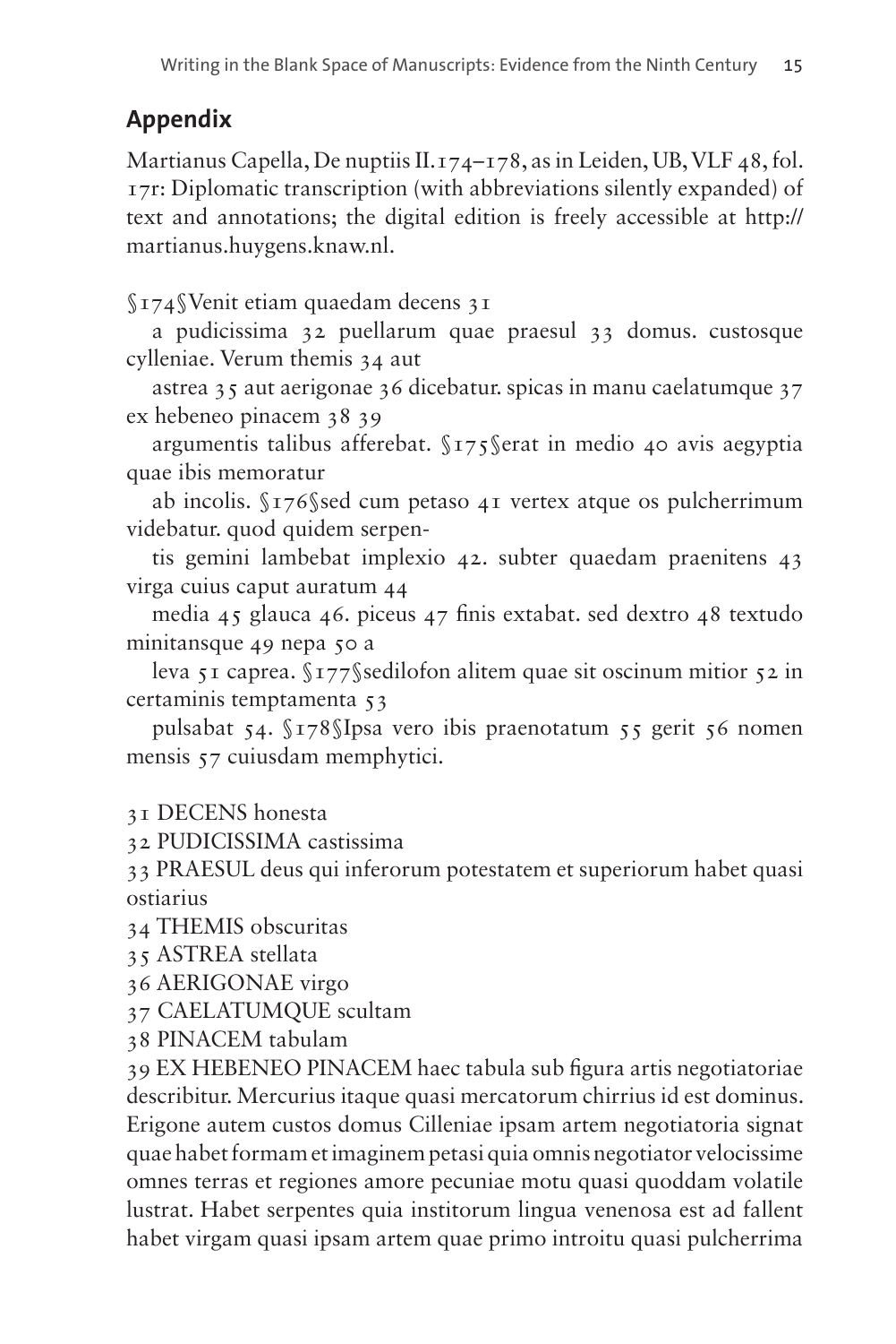## Appendix

Martianus Capella, De nuptiis II.174–178, as in Leiden, UB, VLF 48, fol. 17r: Diplomatic transcription (with abbreviations silently expanded) of text and annotations; the digital edition is freely accessible at http://martianus.huygens.knaw.nl.

§174§Venit etiam quaedam decens 31

a pudicissima 32 puellarum quae praesul 33 domus. custosque cylleniae. Verum themis 34 aut

astrea 35 aut aerigonae 36 dicebatur. spicas in manu caelatumque 37 ex hebeneo pinacem 38 39

argumentis talibus afferebat. §175§erat in medio 40 avis aegyptia quae ibis memoratur

ab incolis. §176§sed cum petaso 41 vertex atque os pulcherrimum videbatur. quod quidem serpen-

tis gemini lambebat implexio 42. subter quaedam praenitens 43 virga cuius caput auratum 44

media 45 glauca 46. piceus 47 finis extabat. sed dextro 48 textudo minitansque 49 nepa 50 a

leva 51 caprea. §177§sedilofon alitem quae sit oscinum mitior 52 in certaminis temptamenta 53

pulsabat 54. §178§Ipsa vero ibis praenotatum 55 gerit 56 nomen mensis 57 cuiusdam memphytici.

31 DECENS honesta

32 PUDICISSIMA castissima

33 PRAESUL deus qui inferorum potestatem et superiorum habet quasi ostiarius

34 THEMIS obscuritas

35 ASTREA stellata

36 AERIGONAE virgo

37 CAELATUMQUE scultam

38 PINACEM tabulam

39 EX HEBENEO PINACEM haec tabula sub figura artis negotiatoriae describitur. Mercurius itaque quasi mercatorum chirrius id est dominus. Erigone autem custos domus Cilleniae ipsam artem negotiatoria signat quae habet formam et imaginem petasi quia omnis negotiator velocissime omnes terras et regiones amore pecuniae motu quasi quoddam volatile lustrat. Habet serpentes quia institorum lingua venenosa est ad fallent habet virgam quasi ipsam artem quae primo introitu quasi pulcherrima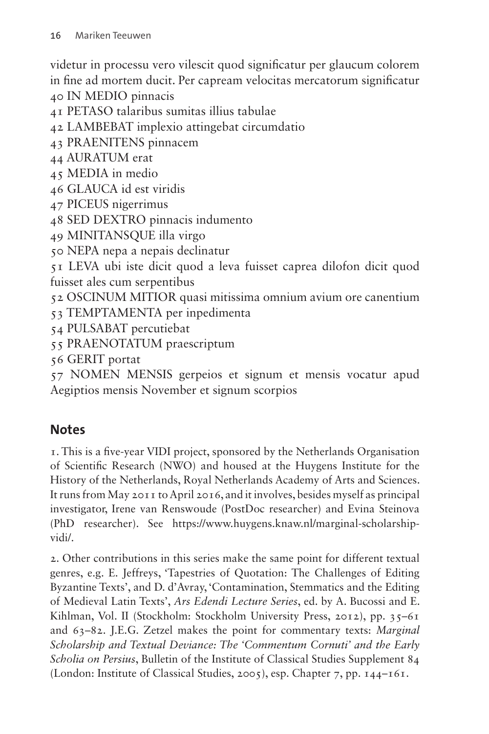videtur in processu vero vilescit quod significatur per glaucum colorem in fine ad mortem ducit. Per capream velocitas mercatorum significatur

40 IN MEDIO pinnacis

41 PETASO talaribus sumitas illius tabulae

42 LAMBEBAT implexio attingebat circumdatio

43 PRAENITENS pinnacem

44 AURATUM erat

45 MEDIA in medio

46 GLAUCA id est viridis

47 PICEUS nigerrimus

48 SED DEXTRO pinnacis indumento

49 MINITANSQUE illa virgo

50 NEPA nepa a nepais declinatur

51 LEVA ubi iste dicit quod a leva fuisset caprea dilofon dicit quod fuisset ales cum serpentibus

52 OSCINUM MITIOR quasi mitissima omnium avium ore canentium

53 TEMPTAMENTA per inpedimenta

54 PULSABAT percutiebat

55 PRAENOTATUM praescriptum

56 GERIT portat

57 NOMEN MENSIS gerpeios et signum et mensis vocatur apud Aegiptios mensis November et signum scorpios

## Notes

1. This is a five-year VIDI project, sponsored by the Netherlands Organisation of Scientific Research (NWO) and housed at the Huygens Institute for the History of the Netherlands, Royal Netherlands Academy of Arts and Sciences. It runs from May 2011 to April 2016, and it involves, besides myself as principal investigator, Irene van Renswoude (PostDoc researcher) and Evina Steinova (PhD researcher). See https://www.huygens.knaw.nl/marginal-scholarship-vidi/.

2. Other contributions in this series make the same point for different textual genres, e.g. E. Jeffreys, 'Tapestries of Quotation: The Challenges of Editing Byzantine Texts', and D. d'Avray, 'Contamination, Stemmatics and the Editing of Medieval Latin Texts', *Ars Edendi Lecture Series*, ed. by A. Bucossi and E. Kihlman, Vol. II (Stockholm: Stockholm University Press, 2012), pp. 35–61 and 63–82. J.E.G. Zetzel makes the point for commentary texts: *Marginal Scholarship and Textual Deviance: The 'Commentum Cornuti' and the Early Scholia on Persius*, Bulletin of the Institute of Classical Studies Supplement 84 (London: Institute of Classical Studies, 2005), esp. Chapter 7, pp. 144–161.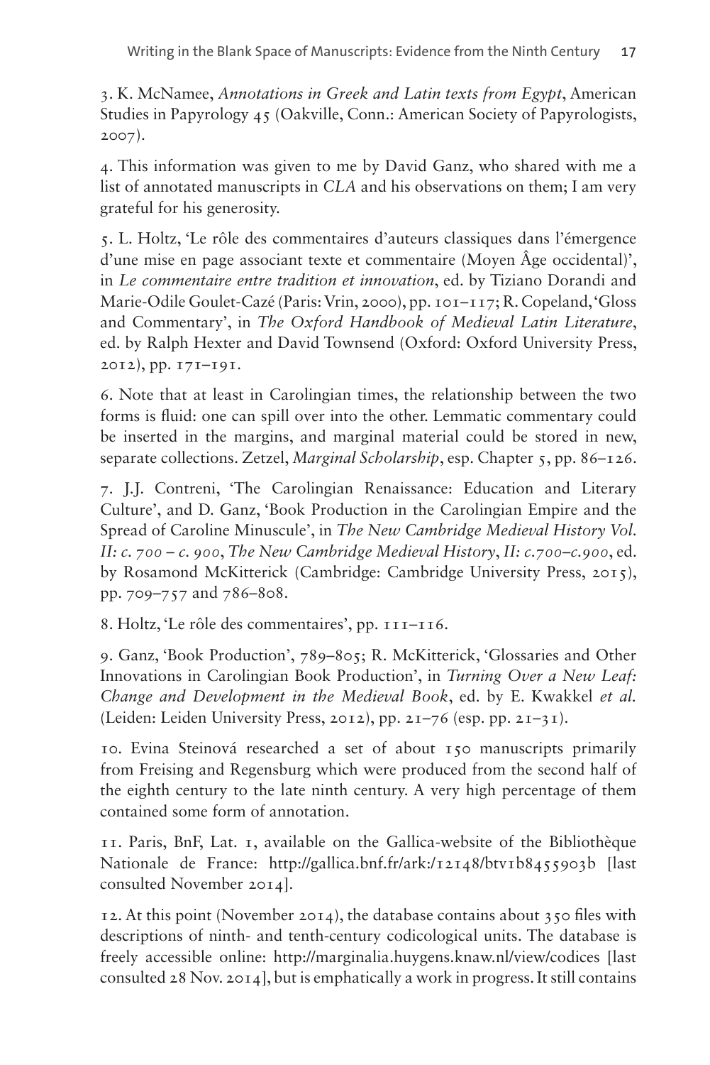3. K. McNamee, *Annotations in Greek and Latin texts from Egypt*, American Studies in Papyrology 45 (Oakville, Conn.: American Society of Papyrologists, 2007).

4. This information was given to me by David Ganz, who shared with me a list of annotated manuscripts in *CLA* and his observations on them; I am very grateful for his generosity.

5. L. Holtz, 'Le rôle des commentaires d'auteurs classiques dans l'émergence d'une mise en page associant texte et commentaire (Moyen Âge occidental)', in *Le commentaire entre tradition et innovation*, ed. by Tiziano Dorandi and Marie-Odile Goulet-Cazé (Paris: Vrin, 2000), pp. 101–117; R. Copeland, 'Gloss and Commentary', in *The Oxford Handbook of Medieval Latin Literature*, ed. by Ralph Hexter and David Townsend (Oxford: Oxford University Press, 2012), pp. 171–191.

6. Note that at least in Carolingian times, the relationship between the two forms is fluid: one can spill over into the other. Lemmatic commentary could be inserted in the margins, and marginal material could be stored in new, separate collections. Zetzel, *Marginal Scholarship*, esp. Chapter 5, pp. 86–126.

7. J.J. Contreni, 'The Carolingian Renaissance: Education and Literary Culture', and D. Ganz, 'Book Production in the Carolingian Empire and the Spread of Caroline Minuscule', in *The New Cambridge Medieval History Vol. II: c. 700 – c. 900*, *The New Cambridge Medieval History*, *II: c.700–c.900*, ed. by Rosamond McKitterick (Cambridge: Cambridge University Press, 2015), pp. 709–757 and 786–808.

8. Holtz, 'Le rôle des commentaires', pp. 111–116.

9. Ganz, 'Book Production', 789–805; R. McKitterick, 'Glossaries and Other Innovations in Carolingian Book Production', in *Turning Over a New Leaf: Change and Development in the Medieval Book*, ed. by E. Kwakkel *et al.* (Leiden: Leiden University Press, 2012), pp. 21–76 (esp. pp. 21–31).

10. Evina Steinová researched a set of about 150 manuscripts primarily from Freising and Regensburg which were produced from the second half of the eighth century to the late ninth century. A very high percentage of them contained some form of annotation.

11. Paris, BnF, Lat. 1, available on the Gallica-website of the Bibliothèque Nationale de France: http://gallica.bnf.fr/ark:/12148/btv1b8455903b [last consulted November 2014].

12. At this point (November 2014), the database contains about 350 files with descriptions of ninth- and tenth-century codicological units. The database is freely accessible online: http://marginalia.huygens.knaw.nl/view/codices [last consulted 28 Nov. 2014], but is emphatically a work in progress. It still contains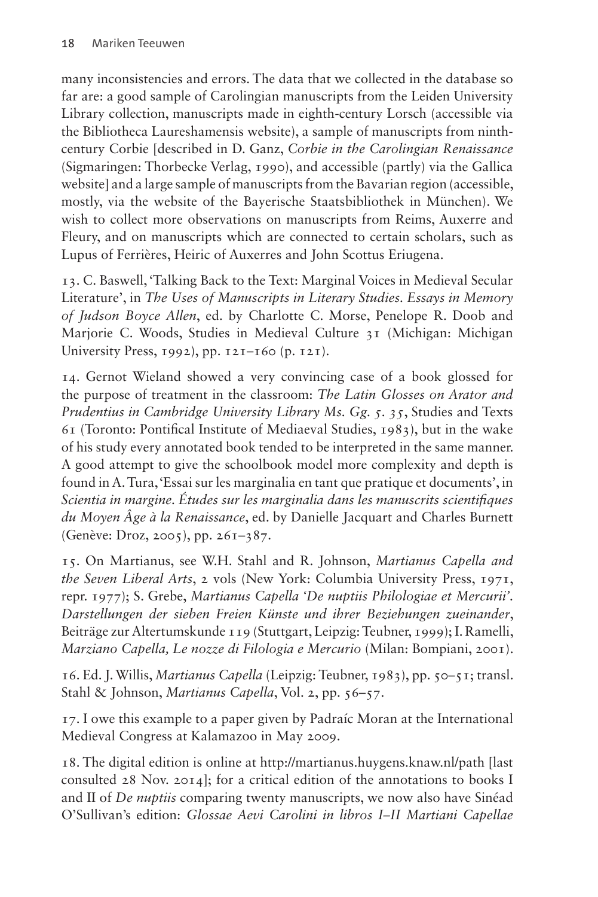many inconsistencies and errors. The data that we collected in the database so far are: a good sample of Carolingian manuscripts from the Leiden University Library collection, manuscripts made in eighth-century Lorsch (accessible via the Bibliotheca Laureshamensis website), a sample of manuscripts from ninth-century Corbie [described in D. Ganz, *Corbie in the Carolingian Renaissance* (Sigmaringen: Thorbecke Verlag, 1990), and accessible (partly) via the Gallica website] and a large sample of manuscripts from the Bavarian region (accessible, mostly, via the website of the Bayerische Staatsbibliothek in München). We wish to collect more observations on manuscripts from Reims, Auxerre and Fleury, and on manuscripts which are connected to certain scholars, such as Lupus of Ferrières, Heiric of Auxerres and John Scottus Eriugena.

13. C. Baswell, 'Talking Back to the Text: Marginal Voices in Medieval Secular Literature', in *The Uses of Manuscripts in Literary Studies. Essays in Memory of Judson Boyce Allen*, ed. by Charlotte C. Morse, Penelope R. Doob and Marjorie C. Woods, Studies in Medieval Culture 31 (Michigan: Michigan University Press, 1992), pp. 121–160 (p. 121).

14. Gernot Wieland showed a very convincing case of a book glossed for the purpose of treatment in the classroom: *The Latin Glosses on Arator and Prudentius in Cambridge University Library Ms. Gg. 5. 35*, Studies and Texts 61 (Toronto: Pontifical Institute of Mediaeval Studies, 1983), but in the wake of his study every annotated book tended to be interpreted in the same manner. A good attempt to give the schoolbook model more complexity and depth is found in A. Tura, 'Essai sur les marginalia en tant que pratique et documents', in *Scientia in margine. Études sur les marginalia dans les manuscrits scientifiques du Moyen Âge à la Renaissance*, ed. by Danielle Jacquart and Charles Burnett (Genève: Droz, 2005), pp. 261–387.

15. On Martianus, see W.H. Stahl and R. Johnson, *Martianus Capella and the Seven Liberal Arts*, 2 vols (New York: Columbia University Press, 1971, repr. 1977); S. Grebe, *Martianus Capella 'De nuptiis Philologiae et Mercurii'. Darstellungen der sieben Freien Künste und ihrer Beziehungen zueinander*, Beiträge zur Altertumskunde 119 (Stuttgart, Leipzig: Teubner, 1999); I. Ramelli, *Marziano Capella, Le nozze di Filologia e Mercurio* (Milan: Bompiani, 2001).

16. Ed. J. Willis, *Martianus Capella* (Leipzig: Teubner, 1983), pp. 50–51; transl. Stahl & Johnson, *Martianus Capella*, Vol. 2, pp. 56–57.

17. I owe this example to a paper given by Padraíc Moran at the International Medieval Congress at Kalamazoo in May 2009.

18. The digital edition is online at http://martianus.huygens.knaw.nl/path [last consulted 28 Nov. 2014]; for a critical edition of the annotations to books I and II of *De nuptiis* comparing twenty manuscripts, we now also have Sinéad O'Sullivan's edition: *Glossae Aevi Carolini in libros I–II Martiani Capellae*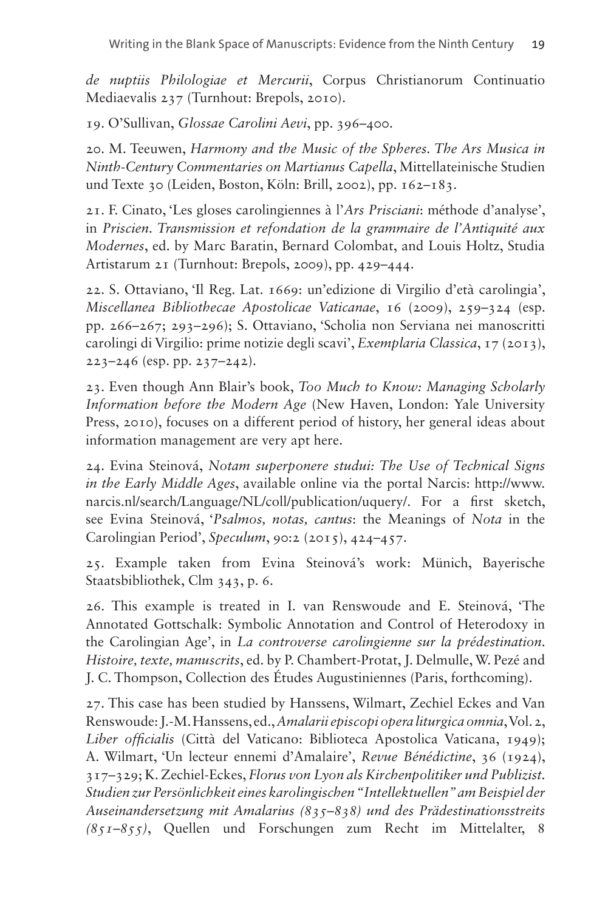*de nuptiis Philologiae et Mercurii*, Corpus Christianorum Continuatio Mediaevalis 237 (Turnhout: Brepols, 2010).

19. O'Sullivan, *Glossae Carolini Aevi*, pp. 396–400.

20. M. Teeuwen, *Harmony and the Music of the Spheres. The Ars Musica in Ninth-Century Commentaries on Martianus Capella*, Mittellateinische Studien und Texte 30 (Leiden, Boston, Köln: Brill, 2002), pp. 162–183.

21. F. Cinato, 'Les gloses carolingiennes à l'*Ars Prisciani*: méthode d'analyse', in *Priscien. Transmission et refondation de la grammaire de l'Antiquité aux Modernes*, ed. by Marc Baratin, Bernard Colombat, and Louis Holtz, Studia Artistarum 21 (Turnhout: Brepols, 2009), pp. 429–444.

22. S. Ottaviano, 'Il Reg. Lat. 1669: un'edizione di Virgilio d'età carolingia', *Miscellanea Bibliothecae Apostolicae Vaticanae*, 16 (2009), 259–324 (esp. pp. 266–267; 293–296); S. Ottaviano, 'Scholia non Serviana nei manoscritti carolingi di Virgilio: prime notizie degli scavi', *Exemplaria Classica*, 17 (2013), 223–246 (esp. pp. 237–242).

23. Even though Ann Blair's book, *Too Much to Know: Managing Scholarly Information before the Modern Age* (New Haven, London: Yale University Press, 2010), focuses on a different period of history, her general ideas about information management are very apt here.

24. Evina Steinová, *Notam superponere studui: The Use of Technical Signs in the Early Middle Ages*, available online via the portal Narcis: http://www.narcis.nl/search/Language/NL/coll/publication/uquery/. For a first sketch, see Evina Steinová, '*Psalmos, notas, cantus*: the Meanings of *Nota* in the Carolingian Period', *Speculum*, 90:2 (2015), 424–457.

25. Example taken from Evina Steinová's work: Münich, Bayerische Staatsbibliothek, Clm 343, p. 6.

26. This example is treated in I. van Renswoude and E. Steinová, 'The Annotated Gottschalk: Symbolic Annotation and Control of Heterodoxy in the Carolingian Age', in *La controverse carolingienne sur la prédestination. Histoire, texte, manuscrits*, ed. by P. Chambert-Protat, J. Delmulle, W. Pezé and J. C. Thompson, Collection des Études Augustiniennes (Paris, forthcoming).

27. This case has been studied by Hanssens, Wilmart, Zechiel Eckes and Van Renswoude: J.-M. Hanssens, ed., *Amalarii episcopi opera liturgica omnia*, Vol. 2, *Liber officialis* (Città del Vaticano: Biblioteca Apostolica Vaticana, 1949); A. Wilmart, 'Un lecteur ennemi d'Amalaire', *Revue Bénédictine*, 36 (1924), 317–329; K. Zechiel-Eckes, *Florus von Lyon als Kirchenpolitiker und Publizist. Studien zur Persönlichkeit eines karolingischen "Intellektuellen" am Beispiel der Auseinandersetzung mit Amalarius (835–838) und des Prädestinationsstreits (851–855)*, Quellen und Forschungen zum Recht im Mittelalter, 8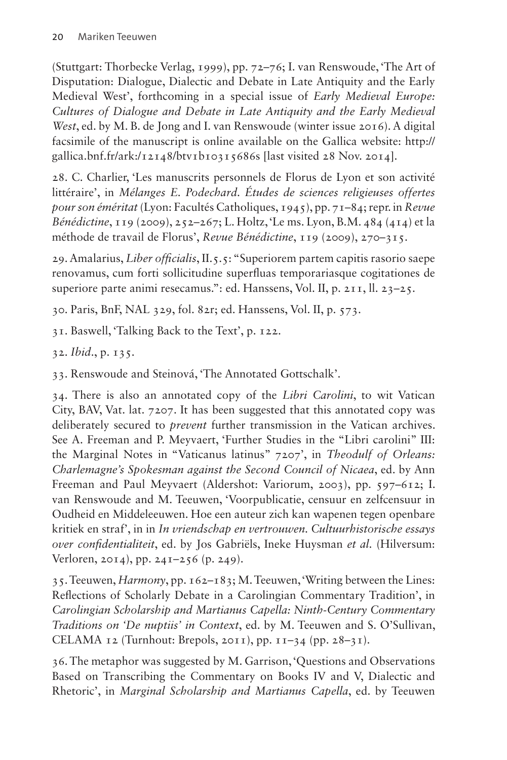(Stuttgart: Thorbecke Verlag, 1999), pp. 72–76; I. van Renswoude, 'The Art of Disputation: Dialogue, Dialectic and Debate in Late Antiquity and the Early Medieval West', forthcoming in a special issue of *Early Medieval Europe: Cultures of Dialogue and Debate in Late Antiquity and the Early Medieval West*, ed. by M. B. de Jong and I. van Renswoude (winter issue 2016). A digital facsimile of the manuscript is online available on the Gallica website: http://gallica.bnf.fr/ark:/12148/btv1b103156865 [last visited 28 Nov. 2014].

28. C. Charlier, 'Les manuscrits personnels de Florus de Lyon et son activité littéraire', in *Mélanges E. Podechard. Études de sciences religieuses offertes pour son éméritat* (Lyon: Facultés Catholiques, 1945), pp. 71–84; repr. in *Revue Bénédictine*, 119 (2009), 252–267; L. Holtz, 'Le ms. Lyon, B.M. 484 (414) et la méthode de travail de Florus', *Revue Bénédictine*, 119 (2009), 270–315.

29. Amalarius, *Liber officialis*, II.5.5: "Superiorem partem capitis rasorio saepe renovamus, cum forti sollicitudine superfluas temporariasque cogitationes de superiore parte animi resecamus.": ed. Hanssens, Vol. II, p. 211, ll. 23–25.

30. Paris, BnF, NAL 329, fol. 82r; ed. Hanssens, Vol. II, p. 573.

31. Baswell, 'Talking Back to the Text', p. 122.

32. *Ibid.*, p. 135.

33. Renswoude and Steinová, 'The Annotated Gottschalk'.

34. There is also an annotated copy of the *Libri Carolini*, to wit Vatican City, BAV, Vat. lat. 7207. It has been suggested that this annotated copy was deliberately secured to *prevent* further transmission in the Vatican archives. See A. Freeman and P. Meyvaert, 'Further Studies in the "Libri carolini" III: the Marginal Notes in "Vaticanus latinus" 7207', in *Theodulf of Orleans: Charlemagne's Spokesman against the Second Council of Nicaea*, ed. by Ann Freeman and Paul Meyvaert (Aldershot: Variorum, 2003), pp. 597–612; I. van Renswoude and M. Teeuwen, 'Voorpublicatie, censuur en zelfcensuur in Oudheid en Middeleeuwen. Hoe een auteur zich kan wapenen tegen openbare kritiek en straf', in in *In vriendschap en vertrouwen. Cultuurhistorische essays over confidentialiteit*, ed. by Jos Gabriëls, Ineke Huysman *et al.* (Hilversum: Verloren, 2014), pp. 241–256 (p. 249).

35. Teeuwen, *Harmony*, pp. 162–183; M. Teeuwen, 'Writing between the Lines: Reflections of Scholarly Debate in a Carolingian Commentary Tradition', in *Carolingian Scholarship and Martianus Capella: Ninth-Century Commentary Traditions on 'De nuptiis' in Context*, ed. by M. Teeuwen and S. O'Sullivan, CELAMA 12 (Turnhout: Brepols, 2011), pp. 11–34 (pp. 28–31).

36. The metaphor was suggested by M. Garrison, 'Questions and Observations Based on Transcribing the Commentary on Books IV and V, Dialectic and Rhetoric', in *Marginal Scholarship and Martianus Capella*, ed. by Teeuwen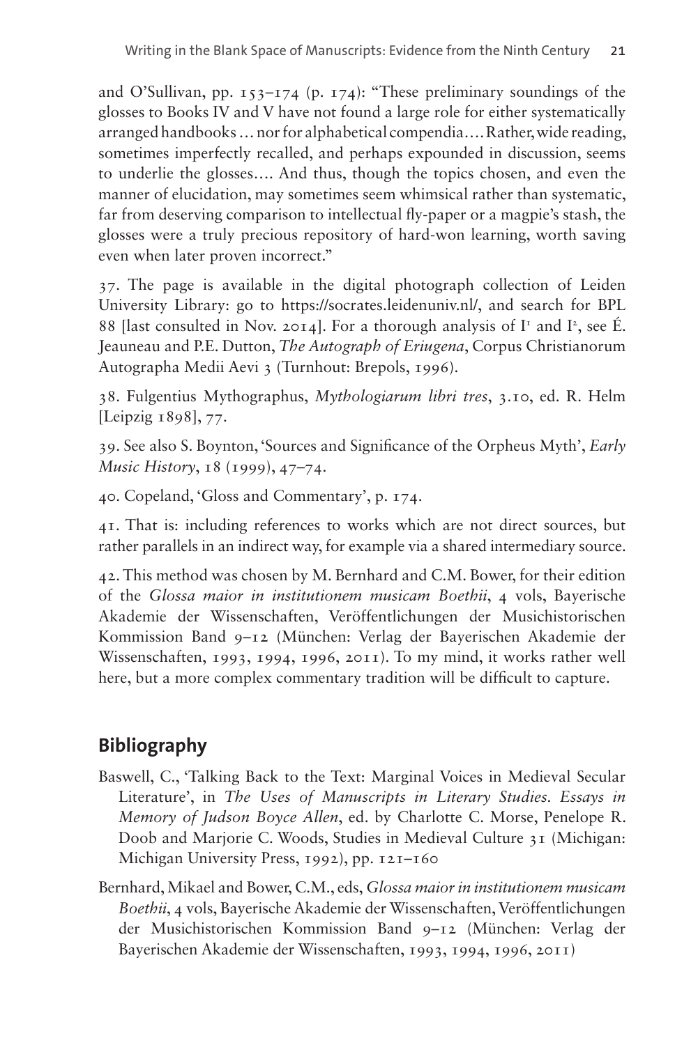and O'Sullivan, pp. 153–174 (p. 174): "These preliminary soundings of the glosses to Books IV and V have not found a large role for either systematically arranged handbooks … nor for alphabetical compendia…. Rather, wide reading, sometimes imperfectly recalled, and perhaps expounded in discussion, seems to underlie the glosses…. And thus, though the topics chosen, and even the manner of elucidation, may sometimes seem whimsical rather than systematic, far from deserving comparison to intellectual fly-paper or a magpie's stash, the glosses were a truly precious repository of hard-won learning, worth saving even when later proven incorrect."

37. The page is available in the digital photograph collection of Leiden University Library: go to https://socrates.leidenuniv.nl/, and search for BPL 88 [last consulted in Nov. 2014]. For a thorough analysis of I[1] and I[2], see É. Jeauneau and P.E. Dutton, *The Autograph of Eriugena*, Corpus Christianorum Autographa Medii Aevi 3 (Turnhout: Brepols, 1996).

38. Fulgentius Mythographus, *Mythologiarum libri tres*, 3.10, ed. R. Helm [Leipzig 1898], 77.

39. See also S. Boynton, 'Sources and Significance of the Orpheus Myth', *Early Music History*, 18 (1999), 47–74.

40. Copeland, 'Gloss and Commentary', p. 174.

41. That is: including references to works which are not direct sources, but rather parallels in an indirect way, for example via a shared intermediary source.

42. This method was chosen by M. Bernhard and C.M. Bower, for their edition of the *Glossa maior in institutionem musicam Boethii*, 4 vols, Bayerische Akademie der Wissenschaften, Veröffentlichungen der Musichistorischen Kommission Band 9–12 (München: Verlag der Bayerischen Akademie der Wissenschaften, 1993, 1994, 1996, 2011). To my mind, it works rather well here, but a more complex commentary tradition will be difficult to capture.

## Bibliography

Baswell, C., 'Talking Back to the Text: Marginal Voices in Medieval Secular Literature', in *The Uses of Manuscripts in Literary Studies. Essays in Memory of Judson Boyce Allen*, ed. by Charlotte C. Morse, Penelope R. Doob and Marjorie C. Woods, Studies in Medieval Culture 31 (Michigan: Michigan University Press, 1992), pp. 121–160

Bernhard, Mikael and Bower, C.M., eds, *Glossa maior in institutionem musicam Boethii*, 4 vols, Bayerische Akademie der Wissenschaften, Veröffentlichungen der Musichistorischen Kommission Band 9–12 (München: Verlag der Bayerischen Akademie der Wissenschaften, 1993, 1994, 1996, 2011)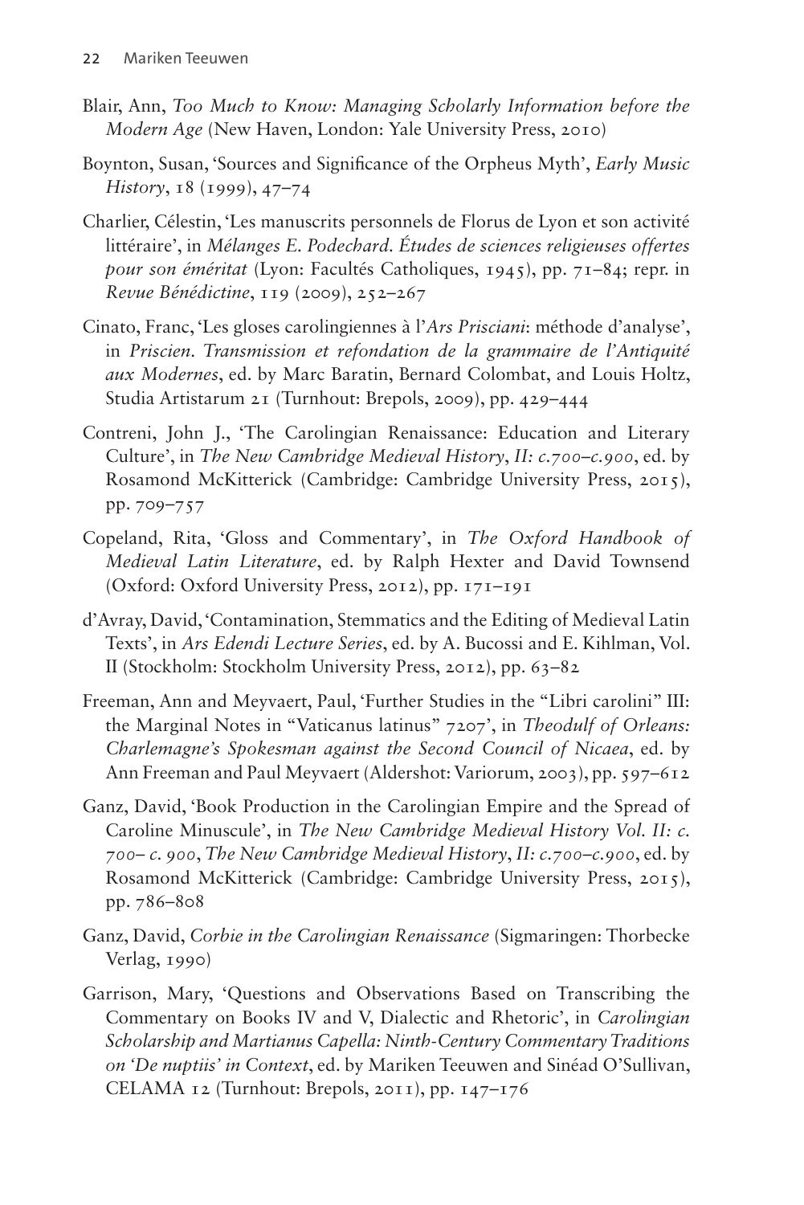Blair, Ann, *Too Much to Know: Managing Scholarly Information before the Modern Age* (New Haven, London: Yale University Press, 2010)

Boynton, Susan, 'Sources and Significance of the Orpheus Myth', *Early Music History*, 18 (1999), 47–74

Charlier, Célestin, 'Les manuscrits personnels de Florus de Lyon et son activité littéraire', in *Mélanges E. Podechard. Études de sciences religieuses offertes pour son éméritat* (Lyon: Facultés Catholiques, 1945), pp. 71–84; repr. in *Revue Bénédictine*, 119 (2009), 252–267

Cinato, Franc, 'Les gloses carolingiennes à l'*Ars Prisciani*: méthode d'analyse', in *Priscien. Transmission et refondation de la grammaire de l'Antiquité aux Modernes*, ed. by Marc Baratin, Bernard Colombat, and Louis Holtz, Studia Artistarum 21 (Turnhout: Brepols, 2009), pp. 429–444

Contreni, John J., 'The Carolingian Renaissance: Education and Literary Culture', in *The New Cambridge Medieval History*, *II: c.700–c.900*, ed. by Rosamond McKitterick (Cambridge: Cambridge University Press, 2015), pp. 709–757

Copeland, Rita, 'Gloss and Commentary', in *The Oxford Handbook of Medieval Latin Literature*, ed. by Ralph Hexter and David Townsend (Oxford: Oxford University Press, 2012), pp. 171–191

d'Avray, David, 'Contamination, Stemmatics and the Editing of Medieval Latin Texts', in *Ars Edendi Lecture Series*, ed. by A. Bucossi and E. Kihlman, Vol. II (Stockholm: Stockholm University Press, 2012), pp. 63–82

Freeman, Ann and Meyvaert, Paul, 'Further Studies in the "Libri carolini" III: the Marginal Notes in "Vaticanus latinus" 7207', in *Theodulf of Orleans: Charlemagne's Spokesman against the Second Council of Nicaea*, ed. by Ann Freeman and Paul Meyvaert (Aldershot: Variorum, 2003), pp. 597–612

Ganz, David, 'Book Production in the Carolingian Empire and the Spread of Caroline Minuscule', in *The New Cambridge Medieval History Vol. II: c. 700– c. 900*, *The New Cambridge Medieval History*, *II: c.700–c.900*, ed. by Rosamond McKitterick (Cambridge: Cambridge University Press, 2015), pp. 786–808

Ganz, David, *Corbie in the Carolingian Renaissance* (Sigmaringen: Thorbecke Verlag, 1990)

Garrison, Mary, 'Questions and Observations Based on Transcribing the Commentary on Books IV and V, Dialectic and Rhetoric', in *Carolingian Scholarship and Martianus Capella: Ninth-Century Commentary Traditions on 'De nuptiis' in Context*, ed. by Mariken Teeuwen and Sinéad O'Sullivan, CELAMA 12 (Turnhout: Brepols, 2011), pp. 147–176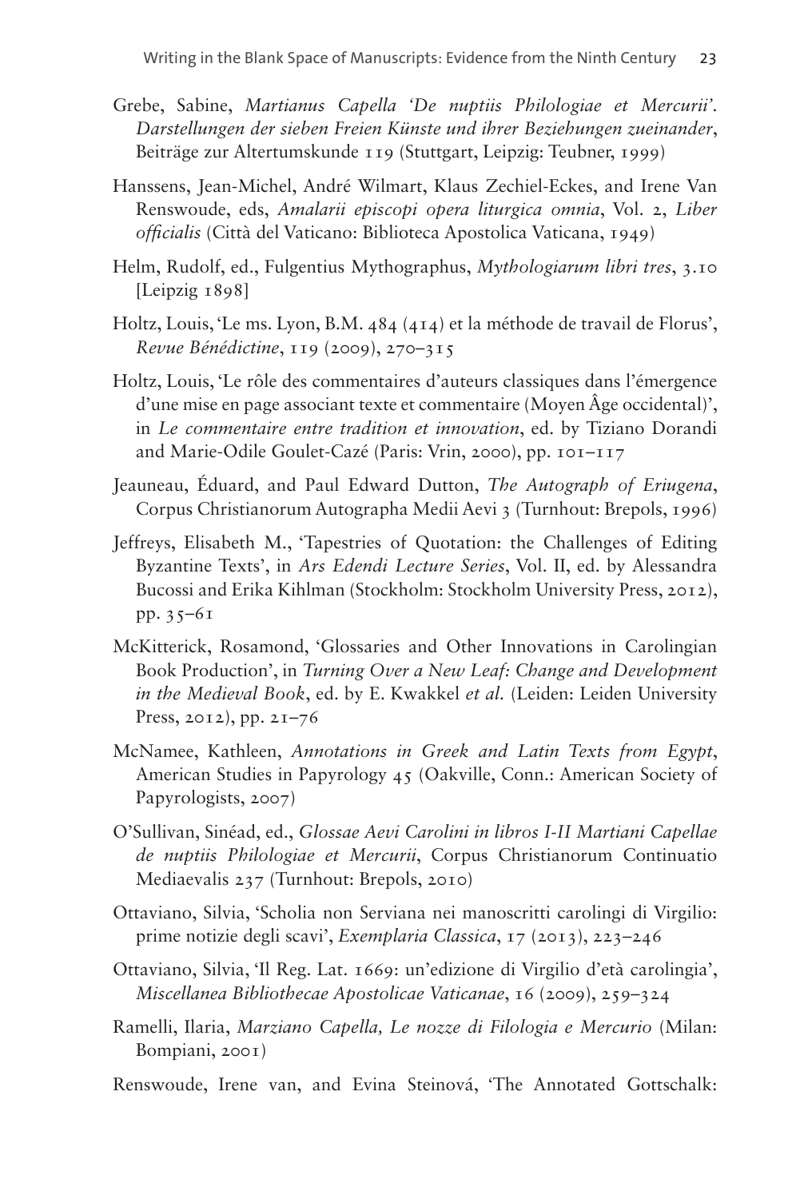Grebe, Sabine, *Martianus Capella 'De nuptiis Philologiae et Mercurii'. Darstellungen der sieben Freien Künste und ihrer Beziehungen zueinander*, Beiträge zur Altertumskunde 119 (Stuttgart, Leipzig: Teubner, 1999)

Hanssens, Jean-Michel, André Wilmart, Klaus Zechiel-Eckes, and Irene Van Renswoude, eds, *Amalarii episcopi opera liturgica omnia*, Vol. 2, *Liber officialis* (Città del Vaticano: Biblioteca Apostolica Vaticana, 1949)

Helm, Rudolf, ed., Fulgentius Mythographus, *Mythologiarum libri tres*, 3.10 [Leipzig 1898]

Holtz, Louis, 'Le ms. Lyon, B.M. 484 (414) et la méthode de travail de Florus', *Revue Bénédictine*, 119 (2009), 270–315

Holtz, Louis, 'Le rôle des commentaires d'auteurs classiques dans l'émergence d'une mise en page associant texte et commentaire (Moyen Âge occidental)', in *Le commentaire entre tradition et innovation*, ed. by Tiziano Dorandi and Marie-Odile Goulet-Cazé (Paris: Vrin, 2000), pp. 101–117

Jeauneau, Éduard, and Paul Edward Dutton, *The Autograph of Eriugena*, Corpus Christianorum Autographa Medii Aevi 3 (Turnhout: Brepols, 1996)

Jeffreys, Elisabeth M., 'Tapestries of Quotation: the Challenges of Editing Byzantine Texts', in *Ars Edendi Lecture Series*, Vol. II, ed. by Alessandra Bucossi and Erika Kihlman (Stockholm: Stockholm University Press, 2012), pp. 35–61

McKitterick, Rosamond, 'Glossaries and Other Innovations in Carolingian Book Production', in *Turning Over a New Leaf: Change and Development in the Medieval Book*, ed. by E. Kwakkel *et al.* (Leiden: Leiden University Press, 2012), pp. 21–76

McNamee, Kathleen, *Annotations in Greek and Latin Texts from Egypt*, American Studies in Papyrology 45 (Oakville, Conn.: American Society of Papyrologists, 2007)

O'Sullivan, Sinéad, ed., *Glossae Aevi Carolini in libros I-II Martiani Capellae de nuptiis Philologiae et Mercurii*, Corpus Christianorum Continuatio Mediaevalis 237 (Turnhout: Brepols, 2010)

Ottaviano, Silvia, 'Scholia non Serviana nei manoscritti carolingi di Virgilio: prime notizie degli scavi', *Exemplaria Classica*, 17 (2013), 223–246

Ottaviano, Silvia, 'Il Reg. Lat. 1669: un'edizione di Virgilio d'età carolingia', *Miscellanea Bibliothecae Apostolicae Vaticanae*, 16 (2009), 259–324

Ramelli, Ilaria, *Marziano Capella, Le nozze di Filologia e Mercurio* (Milan: Bompiani, 2001)

Renswoude, Irene van, and Evina Steinová, 'The Annotated Gottschalk: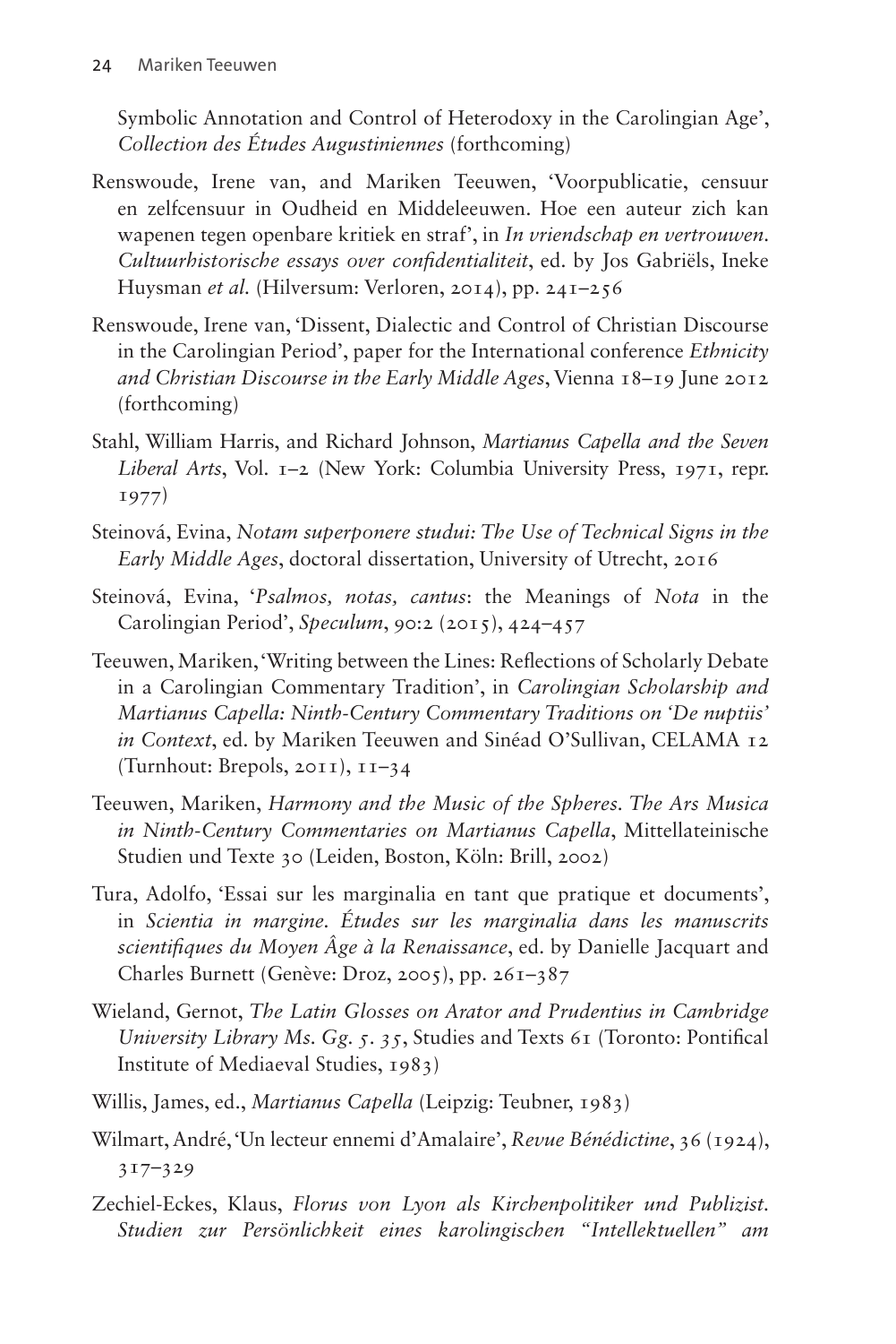Symbolic Annotation and Control of Heterodoxy in the Carolingian Age', *Collection des Études Augustiniennes* (forthcoming)

Renswoude, Irene van, and Mariken Teeuwen, 'Voorpublicatie, censuur en zelfcensuur in Oudheid en Middeleeuwen. Hoe een auteur zich kan wapenen tegen openbare kritiek en straf', in *In vriendschap en vertrouwen. Cultuurhistorische essays over confidentialiteit*, ed. by Jos Gabriëls, Ineke Huysman *et al.* (Hilversum: Verloren, 2014), pp. 241–256

Renswoude, Irene van, 'Dissent, Dialectic and Control of Christian Discourse in the Carolingian Period', paper for the International conference *Ethnicity and Christian Discourse in the Early Middle Ages*, Vienna 18–19 June 2012 (forthcoming)

Stahl, William Harris, and Richard Johnson, *Martianus Capella and the Seven Liberal Arts*, Vol. 1–2 (New York: Columbia University Press, 1971, repr. 1977)

Steinová, Evina, *Notam superponere studui: The Use of Technical Signs in the Early Middle Ages*, doctoral dissertation, University of Utrecht, 2016

Steinová, Evina, '*Psalmos, notas, cantus*: the Meanings of *Nota* in the Carolingian Period', *Speculum*, 90:2 (2015), 424–457

Teeuwen, Mariken, 'Writing between the Lines: Reflections of Scholarly Debate in a Carolingian Commentary Tradition', in *Carolingian Scholarship and Martianus Capella: Ninth-Century Commentary Traditions on 'De nuptiis' in Context*, ed. by Mariken Teeuwen and Sinéad O'Sullivan, CELAMA 12 (Turnhout: Brepols, 2011), 11–34

Teeuwen, Mariken, *Harmony and the Music of the Spheres. The Ars Musica in Ninth-Century Commentaries on Martianus Capella*, Mittellateinische Studien und Texte 30 (Leiden, Boston, Köln: Brill, 2002)

Tura, Adolfo, 'Essai sur les marginalia en tant que pratique et documents', in *Scientia in margine. Études sur les marginalia dans les manuscrits scientifiques du Moyen Âge à la Renaissance*, ed. by Danielle Jacquart and Charles Burnett (Genève: Droz, 2005), pp. 261–387

Wieland, Gernot, *The Latin Glosses on Arator and Prudentius in Cambridge University Library Ms. Gg. 5. 35*, Studies and Texts 61 (Toronto: Pontifical Institute of Mediaeval Studies, 1983)

Willis, James, ed., *Martianus Capella* (Leipzig: Teubner, 1983)

Wilmart, André, 'Un lecteur ennemi d'Amalaire', *Revue Bénédictine*, 36 (1924), 317–329

Zechiel-Eckes, Klaus, *Florus von Lyon als Kirchenpolitiker und Publizist. Studien zur Persönlichkeit eines karolingischen "Intellektuellen" am*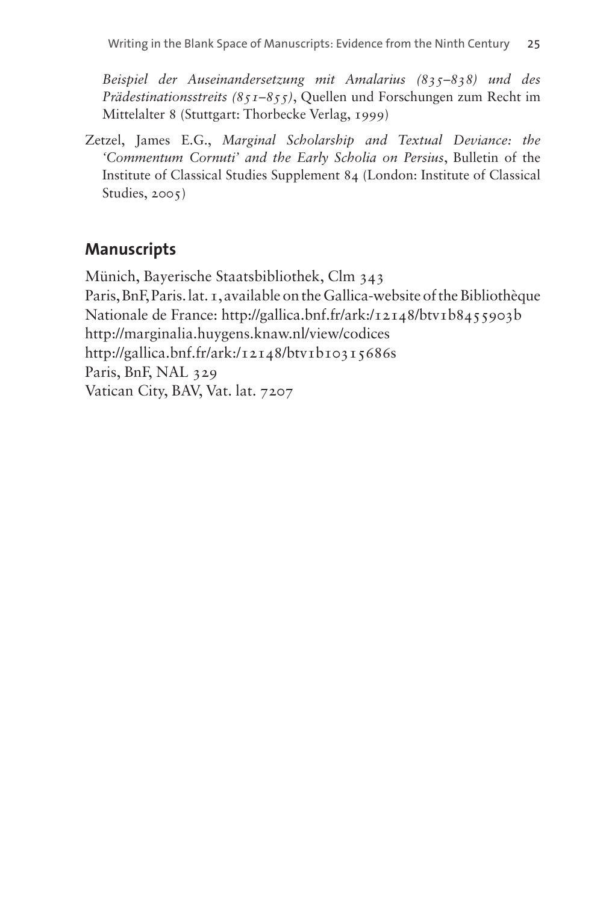*Beispiel der Auseinandersetzung mit Amalarius (835–838) und des Prädestinationsstreits (851–855)*, Quellen und Forschungen zum Recht im Mittelalter 8 (Stuttgart: Thorbecke Verlag, 1999)

Zetzel, James E.G., *Marginal Scholarship and Textual Deviance: the 'Commentum Cornuti' and the Early Scholia on Persius*, Bulletin of the Institute of Classical Studies Supplement 84 (London: Institute of Classical Studies, 2005)

## Manuscripts

Münich, Bayerische Staatsbibliothek, Clm 343
Paris, BnF, Paris. lat. 1, available on the Gallica-website of the Bibliothèque Nationale de France: http://gallica.bnf.fr/ark:/12148/btv1b8455903b
http://marginalia.huygens.knaw.nl/view/codices
http://gallica.bnf.fr/ark:/12148/btv1b103115686s
Paris, BnF, NAL 329
Vatican City, BAV, Vat. lat. 7207